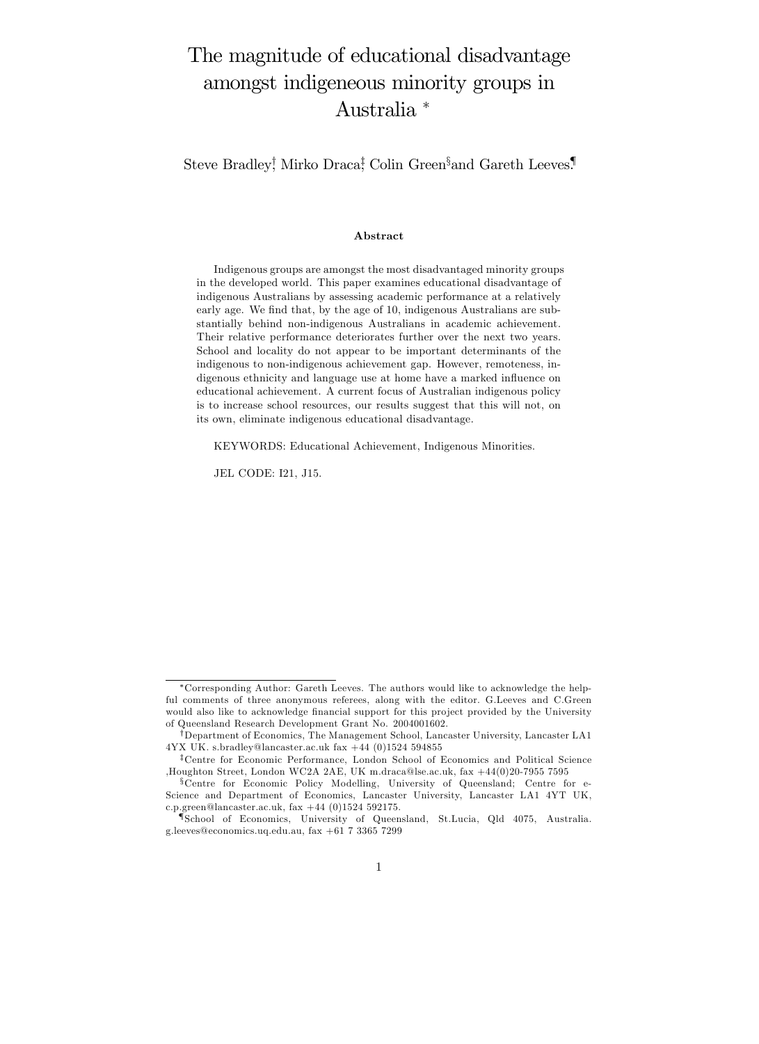# The magnitude of educational disadvantage amongst indigeneous minority groups in Australia [*]

Steve Bradley[†], Mirko Draca[‡], Colin Green[§] and Gareth Leeves[¶]

### Abstract

Indigenous groups are amongst the most disadvantaged minority groups in the developed world. This paper examines educational disadvantage of indigenous Australians by assessing academic performance at a relatively early age. We find that, by the age of 10, indigenous Australians are substantially behind non-indigenous Australians in academic achievement. Their relative performance deteriorates further over the next two years. School and locality do not appear to be important determinants of the indigenous to non-indigenous achievement gap. However, remoteness, indigenous ethnicity and language use at home have a marked influence on educational achievement. A current focus of Australian indigenous policy is to increase school resources, our results suggest that this will not, on its own, eliminate indigenous educational disadvantage.

KEYWORDS: Educational Achievement, Indigenous Minorities.

JEL CODE: I21, J15.

---

[*] Corresponding Author: Gareth Leeves. The authors would like to acknowledge the helpful comments of three anonymous referees, along with the editor. G.Leeves and C.Green would also like to acknowledge financial support for this project provided by the University of Queensland Research Development Grant No. 2004001602.

[†] Department of Economics, The Management School, Lancaster University, Lancaster LA1 4YX UK. s.bradley@lancaster.ac.uk fax +44 (0)1524 594855

[‡] Centre for Economic Performance, London School of Economics and Political Science ,Houghton Street, London WC2A 2AE, UK m.draca@lse.ac.uk, fax +44(0)20-7955 7595

[§] Centre for Economic Policy Modelling, University of Queensland; Centre for e-Science and Department of Economics, Lancaster University, Lancaster LA1 4YT UK, c.p.green@lancaster.ac.uk, fax +44 (0)1524 592175.

[¶] School of Economics, University of Queensland, St.Lucia, Qld 4075, Australia. g.leeves@economics.uq.edu.au, fax +61 7 3365 7299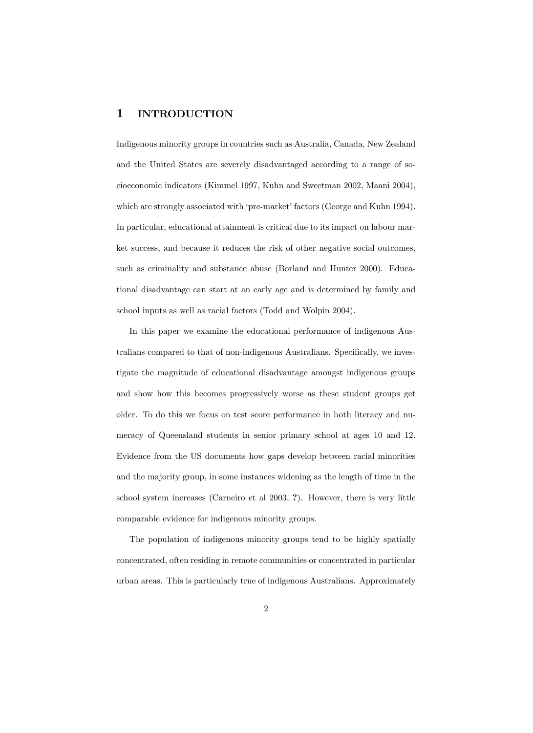# 1 INTRODUCTION

Indigenous minority groups in countries such as Australia, Canada, New Zealand and the United States are severely disadvantaged according to a range of socioeconomic indicators (Kimmel 1997, Kuhn and Sweetman 2002, Maani 2004), which are strongly associated with 'pre-market' factors (George and Kuhn 1994). In particular, educational attainment is critical due to its impact on labour market success, and because it reduces the risk of other negative social outcomes, such as criminality and substance abuse (Borland and Hunter 2000). Educational disadvantage can start at an early age and is determined by family and school inputs as well as racial factors (Todd and Wolpin 2004).

In this paper we examine the educational performance of indigenous Australians compared to that of non-indigenous Australians. Specifically, we investigate the magnitude of educational disadvantage amongst indigenous groups and show how this becomes progressively worse as these student groups get older. To do this we focus on test score performance in both literacy and numeracy of Queensland students in senior primary school at ages 10 and 12. Evidence from the US documents how gaps develop between racial minorities and the majority group, in some instances widening as the length of time in the school system increases (Carneiro et al 2003, **?**). However, there is very little comparable evidence for indigenous minority groups.

The population of indigenous minority groups tend to be highly spatially concentrated, often residing in remote communities or concentrated in particular urban areas. This is particularly true of indigenous Australians. Approximately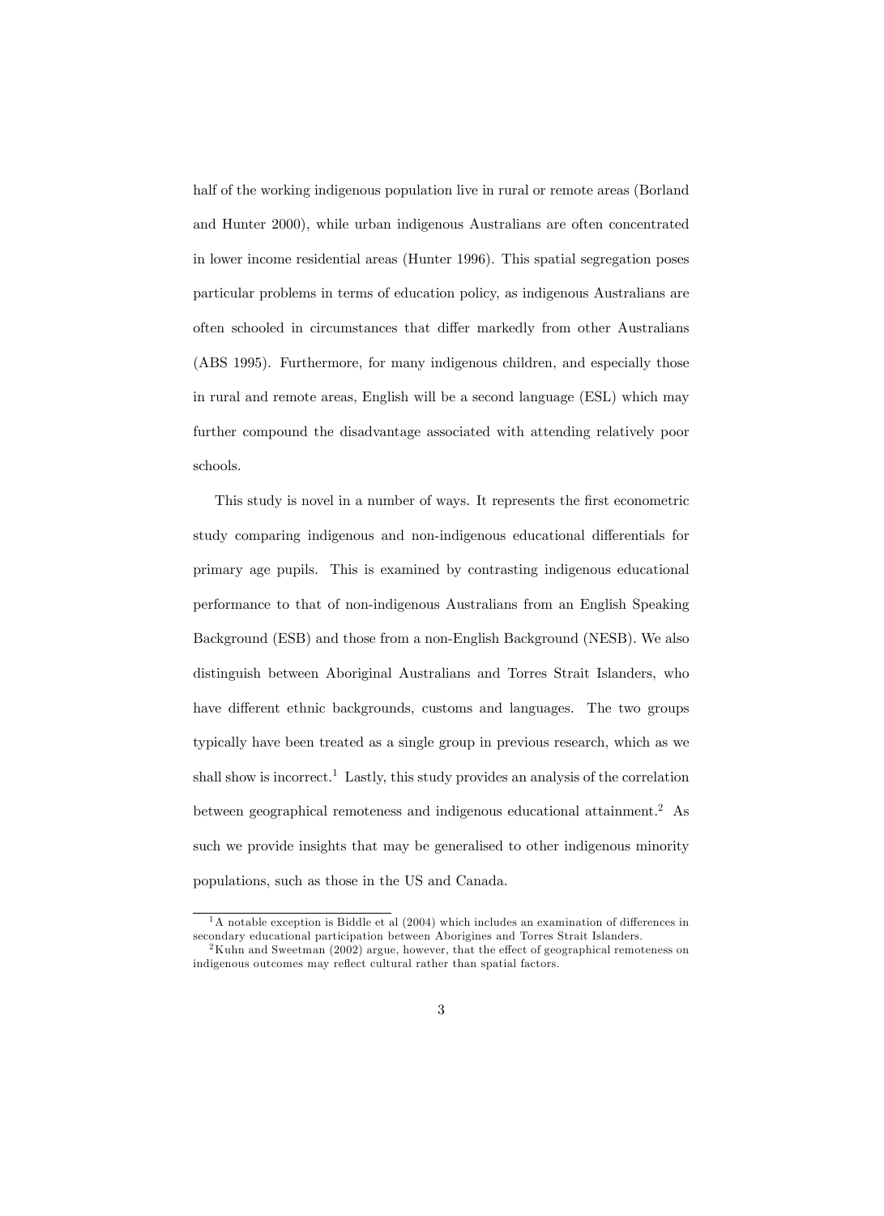half of the working indigenous population live in rural or remote areas (Borland and Hunter 2000), while urban indigenous Australians are often concentrated in lower income residential areas (Hunter 1996). This spatial segregation poses particular problems in terms of education policy, as indigenous Australians are often schooled in circumstances that differ markedly from other Australians (ABS 1995). Furthermore, for many indigenous children, and especially those in rural and remote areas, English will be a second language (ESL) which may further compound the disadvantage associated with attending relatively poor schools.

This study is novel in a number of ways. It represents the first econometric study comparing indigenous and non-indigenous educational differentials for primary age pupils. This is examined by contrasting indigenous educational performance to that of non-indigenous Australians from an English Speaking Background (ESB) and those from a non-English Background (NESB). We also distinguish between Aboriginal Australians and Torres Strait Islanders, who have different ethnic backgrounds, customs and languages. The two groups typically have been treated as a single group in previous research, which as we shall show is incorrect.[1] Lastly, this study provides an analysis of the correlation between geographical remoteness and indigenous educational attainment.[2] As such we provide insights that may be generalised to other indigenous minority populations, such as those in the US and Canada.

---

[1] A notable exception is Biddle et al (2004) which includes an examination of differences in secondary educational participation between Aborigines and Torres Strait Islanders.

[2] Kuhn and Sweetman (2002) argue, however, that the effect of geographical remoteness on indigenous outcomes may reflect cultural rather than spatial factors.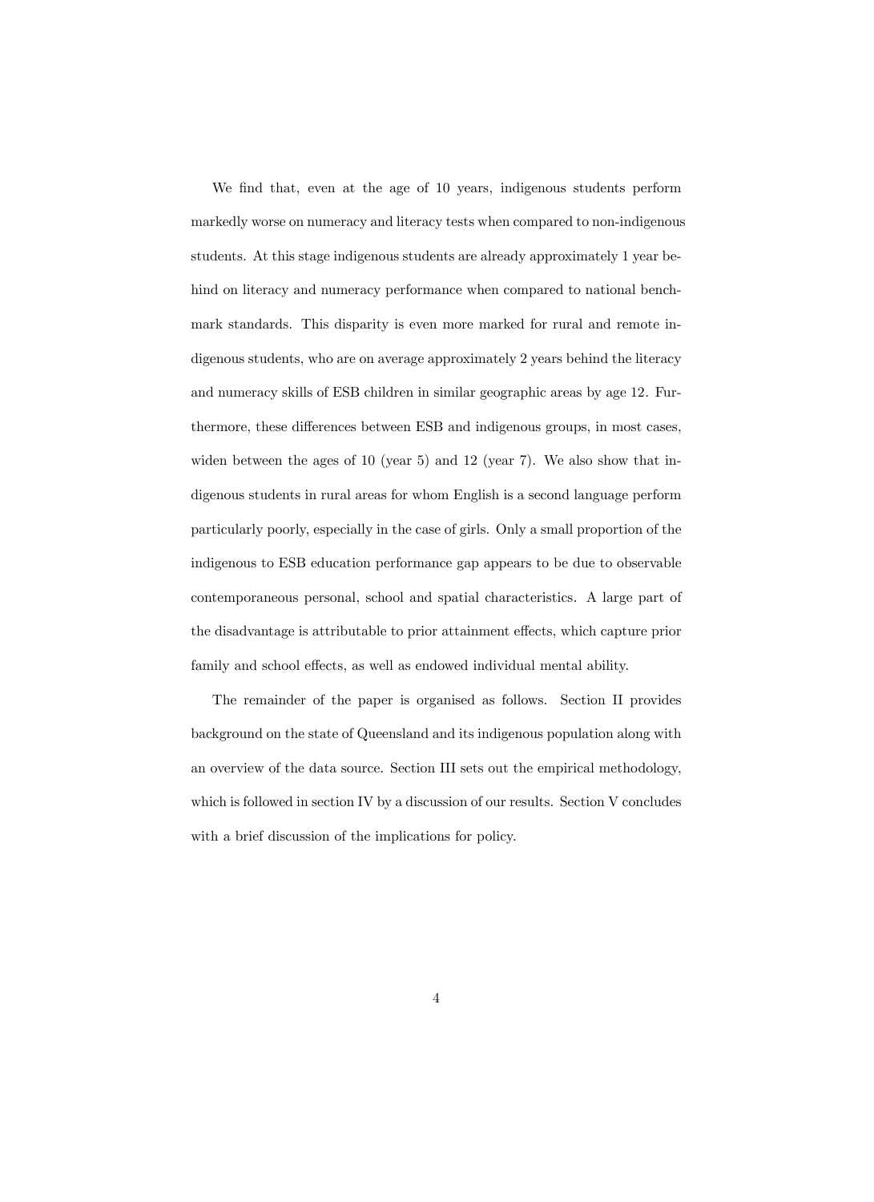We find that, even at the age of 10 years, indigenous students perform markedly worse on numeracy and literacy tests when compared to non-indigenous students. At this stage indigenous students are already approximately 1 year behind on literacy and numeracy performance when compared to national benchmark standards. This disparity is even more marked for rural and remote indigenous students, who are on average approximately 2 years behind the literacy and numeracy skills of ESB children in similar geographic areas by age 12. Furthermore, these differences between ESB and indigenous groups, in most cases, widen between the ages of 10 (year 5) and 12 (year 7). We also show that indigenous students in rural areas for whom English is a second language perform particularly poorly, especially in the case of girls. Only a small proportion of the indigenous to ESB education performance gap appears to be due to observable contemporaneous personal, school and spatial characteristics. A large part of the disadvantage is attributable to prior attainment effects, which capture prior family and school effects, as well as endowed individual mental ability.

The remainder of the paper is organised as follows. Section II provides background on the state of Queensland and its indigenous population along with an overview of the data source. Section III sets out the empirical methodology, which is followed in section IV by a discussion of our results. Section V concludes with a brief discussion of the implications for policy.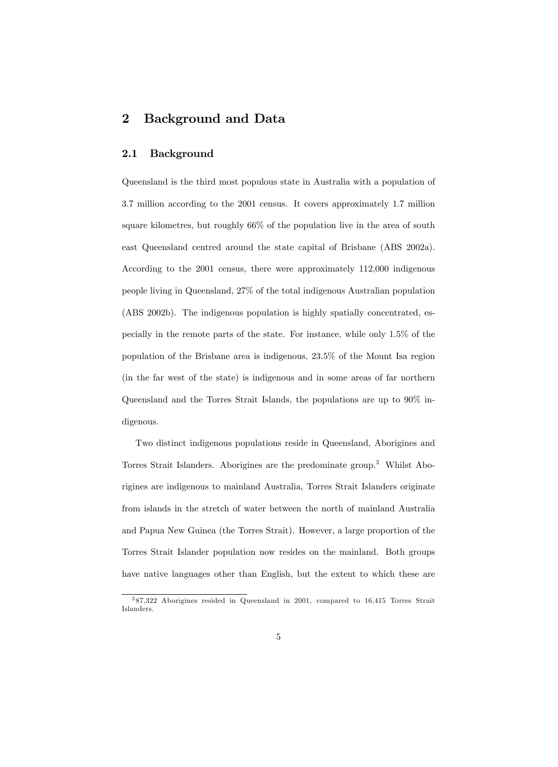## 2 Background and Data

### 2.1 Background

Queensland is the third most populous state in Australia with a population of 3.7 million according to the 2001 census. It covers approximately 1.7 million square kilometres, but roughly 66% of the population live in the area of south east Queensland centred around the state capital of Brisbane (ABS 2002a). According to the 2001 census, there were approximately 112,000 indigenous people living in Queensland, 27% of the total indigenous Australian population (ABS 2002b). The indigenous population is highly spatially concentrated, especially in the remote parts of the state. For instance, while only 1.5% of the population of the Brisbane area is indigenous, 23.5% of the Mount Isa region (in the far west of the state) is indigenous and in some areas of far northern Queensland and the Torres Strait Islands, the populations are up to 90% indigenous.

Two distinct indigenous populations reside in Queensland, Aborigines and Torres Strait Islanders. Aborigines are the predominate group.[3] Whilst Aborigines are indigenous to mainland Australia, Torres Strait Islanders originate from islands in the stretch of water between the north of mainland Australia and Papua New Guinea (the Torres Strait). However, a large proportion of the Torres Strait Islander population now resides on the mainland. Both groups have native languages other than English, but the extent to which these are

[3] 87,322 Aborigines resided in Queensland in 2001, compared to 16,415 Torres Strait Islanders.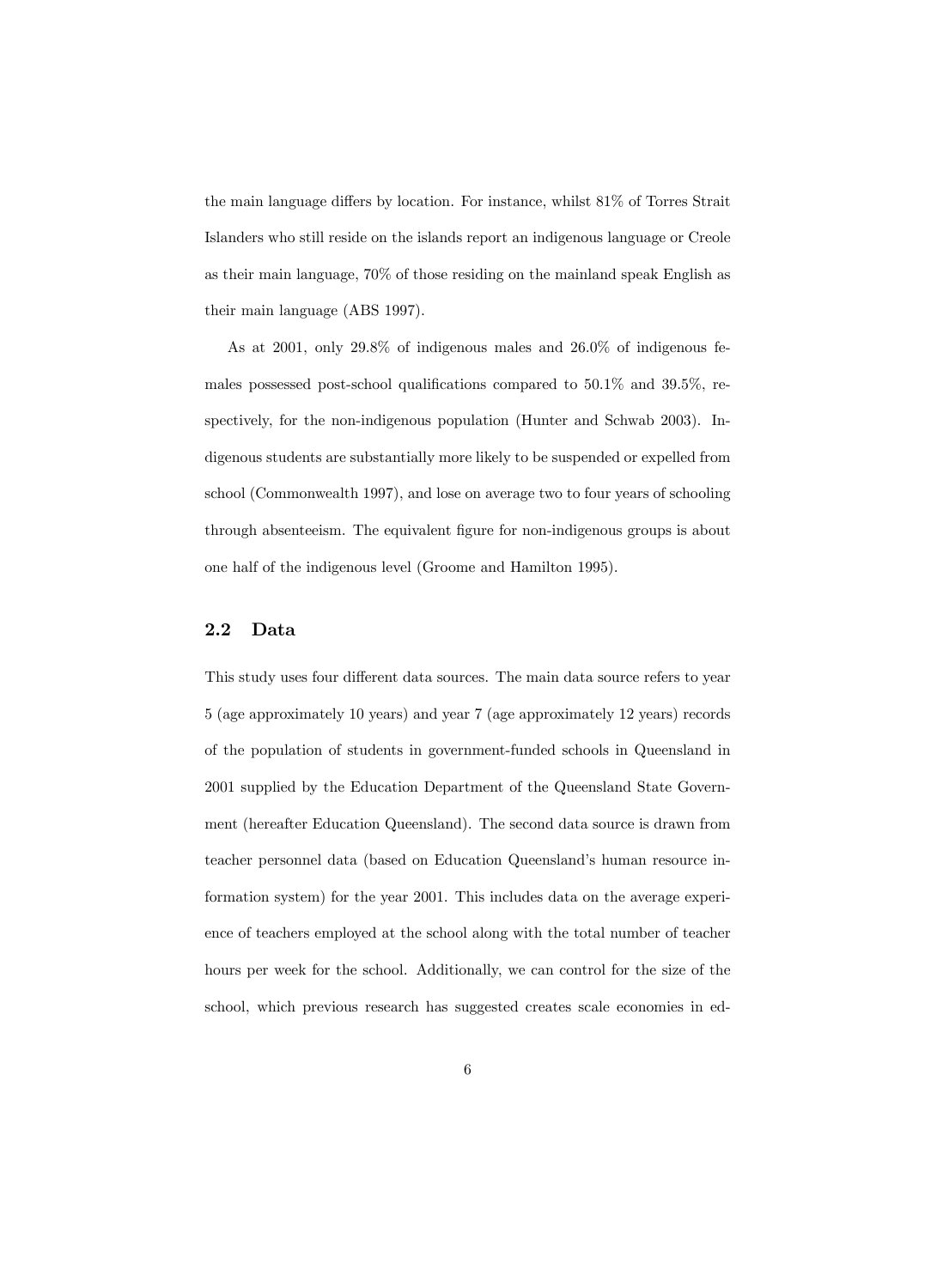the main language differs by location. For instance, whilst 81% of Torres Strait Islanders who still reside on the islands report an indigenous language or Creole as their main language, 70% of those residing on the mainland speak English as their main language (ABS 1997).

As at 2001, only 29.8% of indigenous males and 26.0% of indigenous females possessed post-school qualifications compared to 50.1% and 39.5%, respectively, for the non-indigenous population (Hunter and Schwab 2003). Indigenous students are substantially more likely to be suspended or expelled from school (Commonwealth 1997), and lose on average two to four years of schooling through absenteeism. The equivalent figure for non-indigenous groups is about one half of the indigenous level (Groome and Hamilton 1995).

## 2.2 Data

This study uses four different data sources. The main data source refers to year 5 (age approximately 10 years) and year 7 (age approximately 12 years) records of the population of students in government-funded schools in Queensland in 2001 supplied by the Education Department of the Queensland State Government (hereafter Education Queensland). The second data source is drawn from teacher personnel data (based on Education Queensland's human resource information system) for the year 2001. This includes data on the average experience of teachers employed at the school along with the total number of teacher hours per week for the school. Additionally, we can control for the size of the school, which previous research has suggested creates scale economies in ed-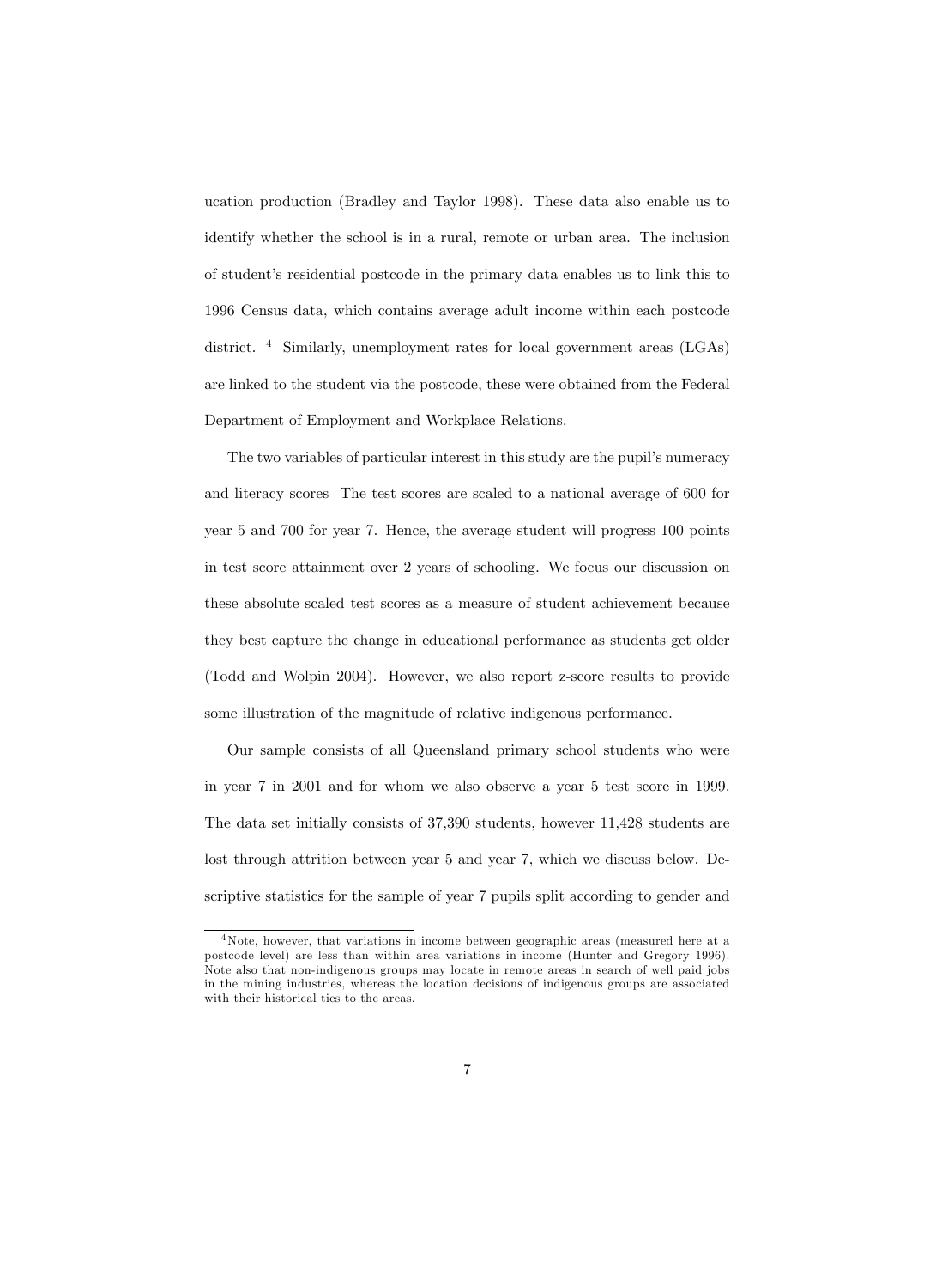ucation production (Bradley and Taylor 1998). These data also enable us to identify whether the school is in a rural, remote or urban area. The inclusion of student's residential postcode in the primary data enables us to link this to 1996 Census data, which contains average adult income within each postcode district. [4] Similarly, unemployment rates for local government areas (LGAs) are linked to the student via the postcode, these were obtained from the Federal Department of Employment and Workplace Relations.

The two variables of particular interest in this study are the pupil's numeracy and literacy scores The test scores are scaled to a national average of 600 for year 5 and 700 for year 7. Hence, the average student will progress 100 points in test score attainment over 2 years of schooling. We focus our discussion on these absolute scaled test scores as a measure of student achievement because they best capture the change in educational performance as students get older (Todd and Wolpin 2004). However, we also report z-score results to provide some illustration of the magnitude of relative indigenous performance.

Our sample consists of all Queensland primary school students who were in year 7 in 2001 and for whom we also observe a year 5 test score in 1999. The data set initially consists of 37,390 students, however 11,428 students are lost through attrition between year 5 and year 7, which we discuss below. Descriptive statistics for the sample of year 7 pupils split according to gender and

[4] Note, however, that variations in income between geographic areas (measured here at a postcode level) are less than within area variations in income (Hunter and Gregory 1996). Note also that non-indigenous groups may locate in remote areas in search of well paid jobs in the mining industries, whereas the location decisions of indigenous groups are associated with their historical ties to the areas.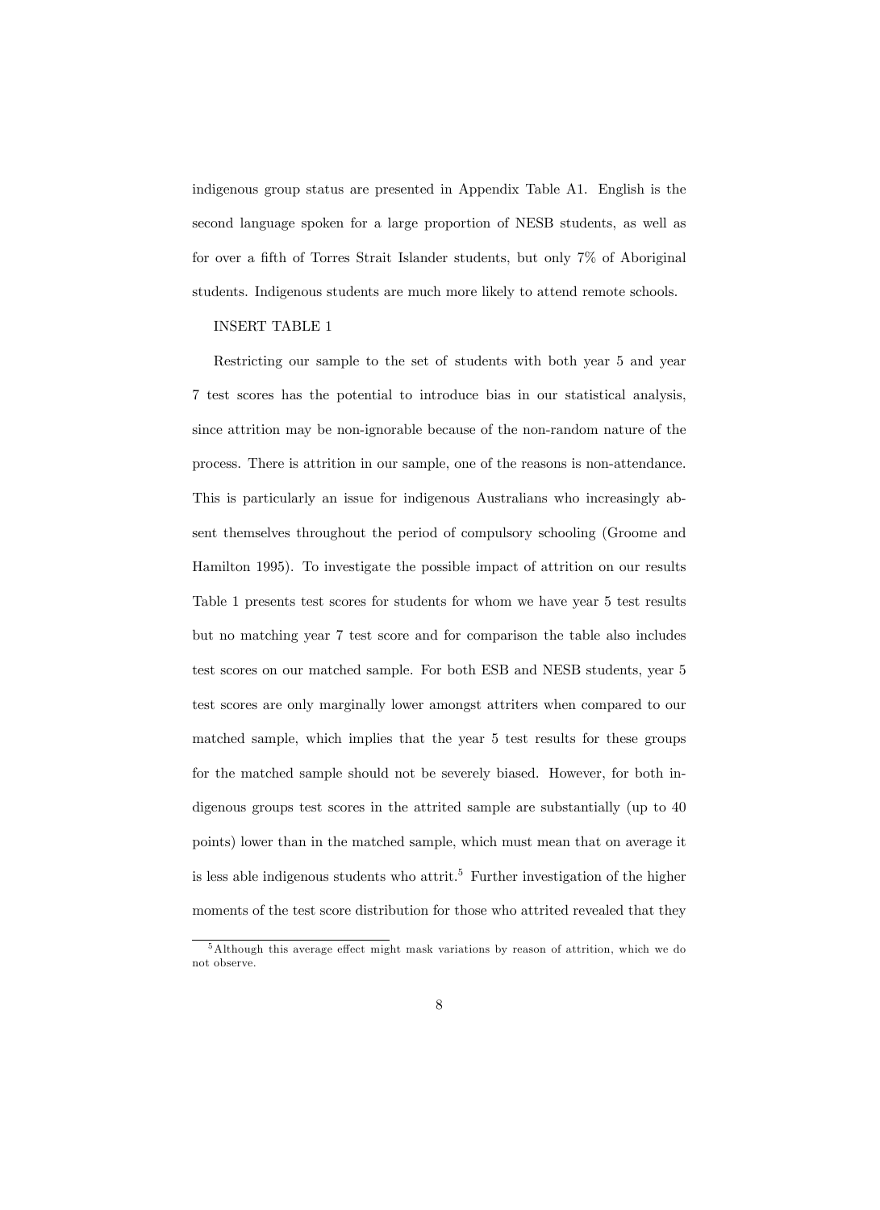indigenous group status are presented in Appendix Table A1. English is the second language spoken for a large proportion of NESB students, as well as for over a fifth of Torres Strait Islander students, but only 7% of Aboriginal students. Indigenous students are much more likely to attend remote schools.

INSERT TABLE 1

Restricting our sample to the set of students with both year 5 and year 7 test scores has the potential to introduce bias in our statistical analysis, since attrition may be non-ignorable because of the non-random nature of the process. There is attrition in our sample, one of the reasons is non-attendance. This is particularly an issue for indigenous Australians who increasingly absent themselves throughout the period of compulsory schooling (Groome and Hamilton 1995). To investigate the possible impact of attrition on our results Table 1 presents test scores for students for whom we have year 5 test results but no matching year 7 test score and for comparison the table also includes test scores on our matched sample. For both ESB and NESB students, year 5 test scores are only marginally lower amongst attriters when compared to our matched sample, which implies that the year 5 test results for these groups for the matched sample should not be severely biased. However, for both indigenous groups test scores in the attrited sample are substantially (up to 40 points) lower than in the matched sample, which must mean that on average it is less able indigenous students who attrit.[5] Further investigation of the higher moments of the test score distribution for those who attrited revealed that they

[5] Although this average effect might mask variations by reason of attrition, which we do not observe.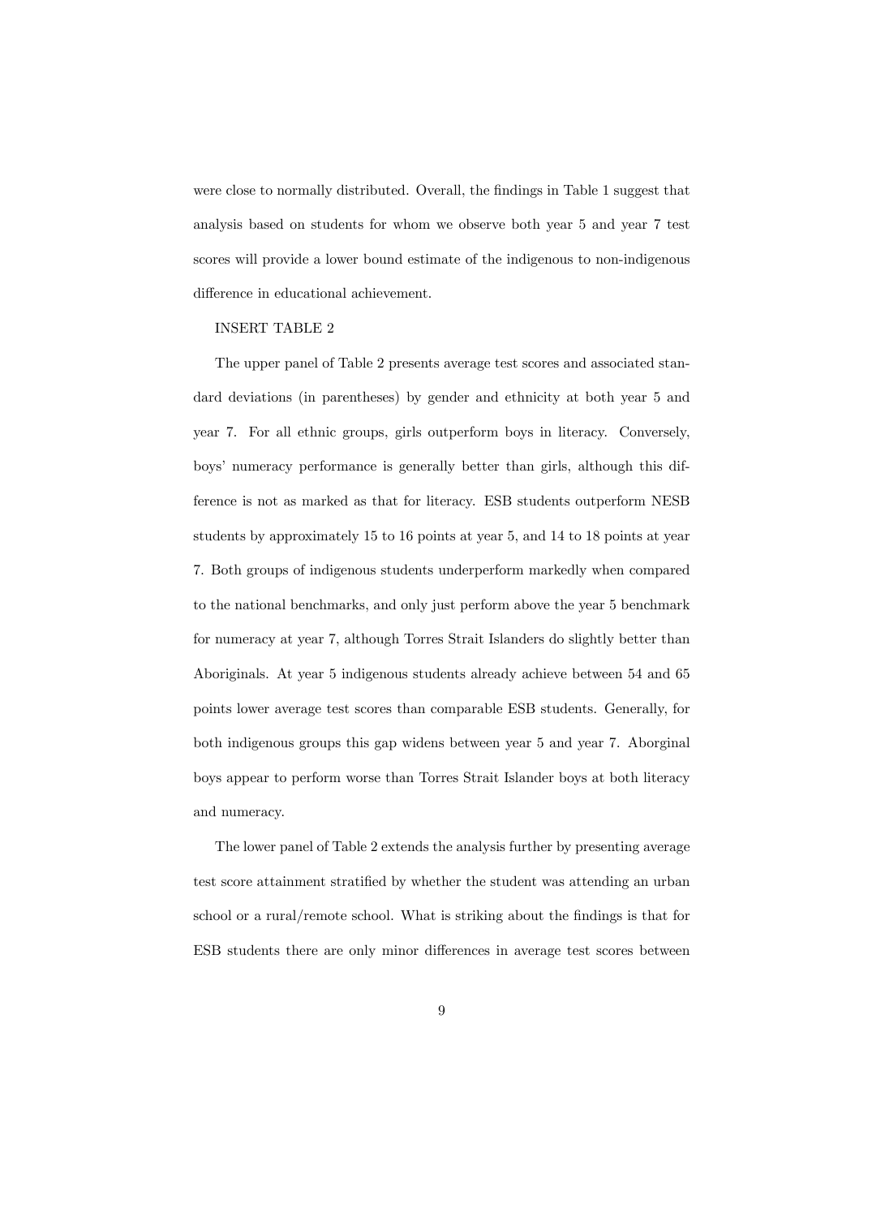were close to normally distributed. Overall, the findings in Table 1 suggest that analysis based on students for whom we observe both year 5 and year 7 test scores will provide a lower bound estimate of the indigenous to non-indigenous difference in educational achievement.

INSERT TABLE 2

The upper panel of Table 2 presents average test scores and associated standard deviations (in parentheses) by gender and ethnicity at both year 5 and year 7. For all ethnic groups, girls outperform boys in literacy. Conversely, boys' numeracy performance is generally better than girls, although this difference is not as marked as that for literacy. ESB students outperform NESB students by approximately 15 to 16 points at year 5, and 14 to 18 points at year 7. Both groups of indigenous students underperform markedly when compared to the national benchmarks, and only just perform above the year 5 benchmark for numeracy at year 7, although Torres Strait Islanders do slightly better than Aboriginals. At year 5 indigenous students already achieve between 54 and 65 points lower average test scores than comparable ESB students. Generally, for both indigenous groups this gap widens between year 5 and year 7. Aborginal boys appear to perform worse than Torres Strait Islander boys at both literacy and numeracy.

The lower panel of Table 2 extends the analysis further by presenting average test score attainment stratified by whether the student was attending an urban school or a rural/remote school. What is striking about the findings is that for ESB students there are only minor differences in average test scores between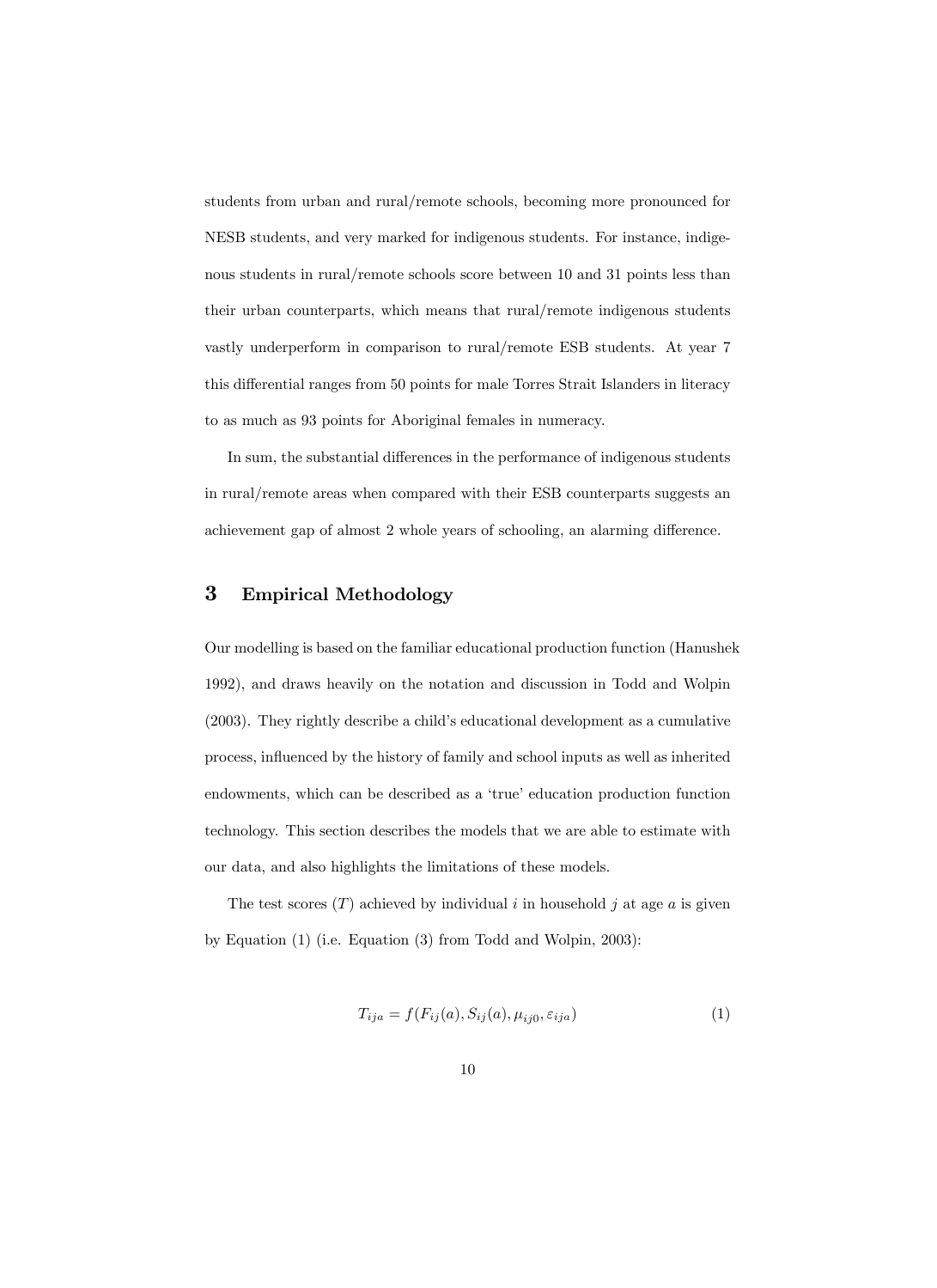students from urban and rural/remote schools, becoming more pronounced for NESB students, and very marked for indigenous students. For instance, indigenous students in rural/remote schools score between 10 and 31 points less than their urban counterparts, which means that rural/remote indigenous students vastly underperform in comparison to rural/remote ESB students. At year 7 this differential ranges from 50 points for male Torres Strait Islanders in literacy to as much as 93 points for Aboriginal females in numeracy.

In sum, the substantial differences in the performance of indigenous students in rural/remote areas when compared with their ESB counterparts suggests an achievement gap of almost 2 whole years of schooling, an alarming difference.

## 3 Empirical Methodology

Our modelling is based on the familiar educational production function (Hanushek 1992), and draws heavily on the notation and discussion in Todd and Wolpin (2003). They rightly describe a child's educational development as a cumulative process, influenced by the history of family and school inputs as well as inherited endowments, which can be described as a 'true' education production function technology. This section describes the models that we are able to estimate with our data, and also highlights the limitations of these models.

The test scores ($T$) achieved by individual $i$ in household $j$ at age $a$ is given by Equation (1) (i.e. Equation (3) from Todd and Wolpin, 2003):

$$T_{ija} = f(F_{ij}(a), S_{ij}(a), \mu_{ij0}, \varepsilon_{ija}) \tag{1}$$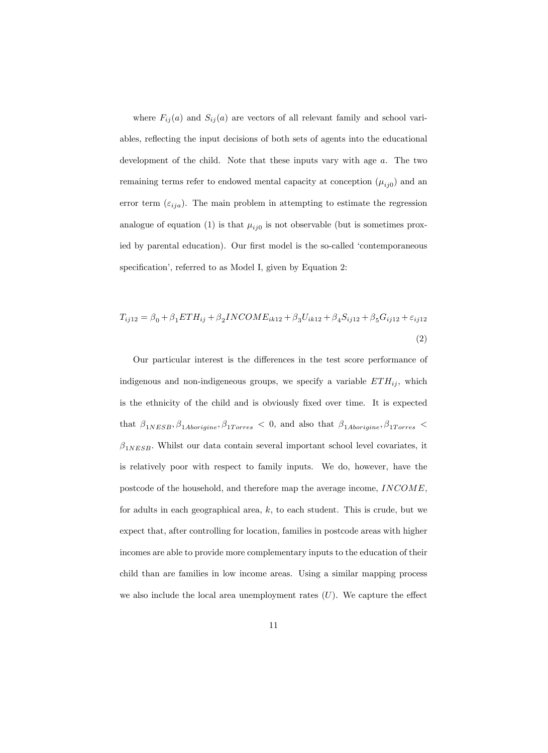where $F_{ij}(a)$ and $S_{ij}(a)$ are vectors of all relevant family and school variables, reflecting the input decisions of both sets of agents into the educational development of the child. Note that these inputs vary with age $a$. The two remaining terms refer to endowed mental capacity at conception ($\mu_{ij0}$) and an error term ($\varepsilon_{ija}$). The main problem in attempting to estimate the regression analogue of equation (1) is that $\mu_{ij0}$ is not observable (but is sometimes proxied by parental education). Our first model is the so-called 'contemporaneous specification', referred to as Model I, given by Equation 2:

$$T_{ij12} = \beta_0 + \beta_1 ETH_{ij} + \beta_2 INCOME_{ik12} + \beta_3 U_{ik12} + \beta_4 S_{ij12} + \beta_5 G_{ij12} + \varepsilon_{ij12} \tag{2}$$

Our particular interest is the differences in the test score performance of indigenous and non-indigeneous groups, we specify a variable $ETH_{ij}$, which is the ethnicity of the child and is obviously fixed over time. It is expected that $\beta_{1NESB}, \beta_{1Aborigine}, \beta_{1Torres} < 0$, and also that $\beta_{1Aborigine}, \beta_{1Torres} < \beta_{1NESB}$. Whilst our data contain several important school level covariates, it is relatively poor with respect to family inputs. We do, however, have the postcode of the household, and therefore map the average income, $INCOME$, for adults in each geographical area, $k$, to each student. This is crude, but we expect that, after controlling for location, families in postcode areas with higher incomes are able to provide more complementary inputs to the education of their child than are families in low income areas. Using a similar mapping process we also include the local area unemployment rates ($U$). We capture the effect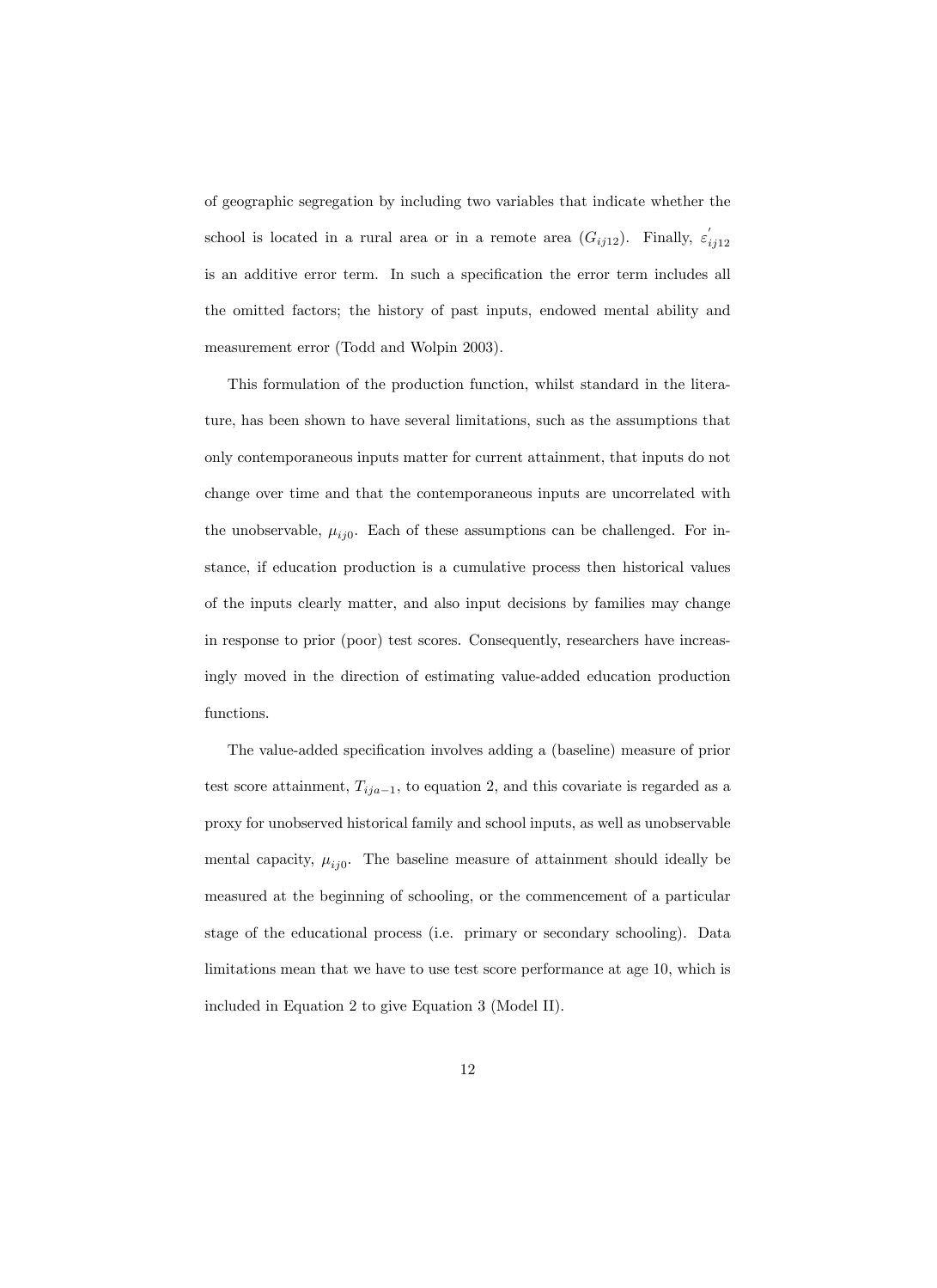of geographic segregation by including two variables that indicate whether the school is located in a rural area or in a remote area ($G_{ij12}$). Finally, $\varepsilon^{'}_{ij12}$ is an additive error term. In such a specification the error term includes all the omitted factors; the history of past inputs, endowed mental ability and measurement error (Todd and Wolpin 2003).

This formulation of the production function, whilst standard in the literature, has been shown to have several limitations, such as the assumptions that only contemporaneous inputs matter for current attainment, that inputs do not change over time and that the contemporaneous inputs are uncorrelated with the unobservable, $\mu_{ij0}$. Each of these assumptions can be challenged. For instance, if education production is a cumulative process then historical values of the inputs clearly matter, and also input decisions by families may change in response to prior (poor) test scores. Consequently, researchers have increasingly moved in the direction of estimating value-added education production functions.

The value-added specification involves adding a (baseline) measure of prior test score attainment, $T_{ija-1}$, to equation 2, and this covariate is regarded as a proxy for unobserved historical family and school inputs, as well as unobservable mental capacity, $\mu_{ij0}$. The baseline measure of attainment should ideally be measured at the beginning of schooling, or the commencement of a particular stage of the educational process (i.e. primary or secondary schooling). Data limitations mean that we have to use test score performance at age 10, which is included in Equation 2 to give Equation 3 (Model II).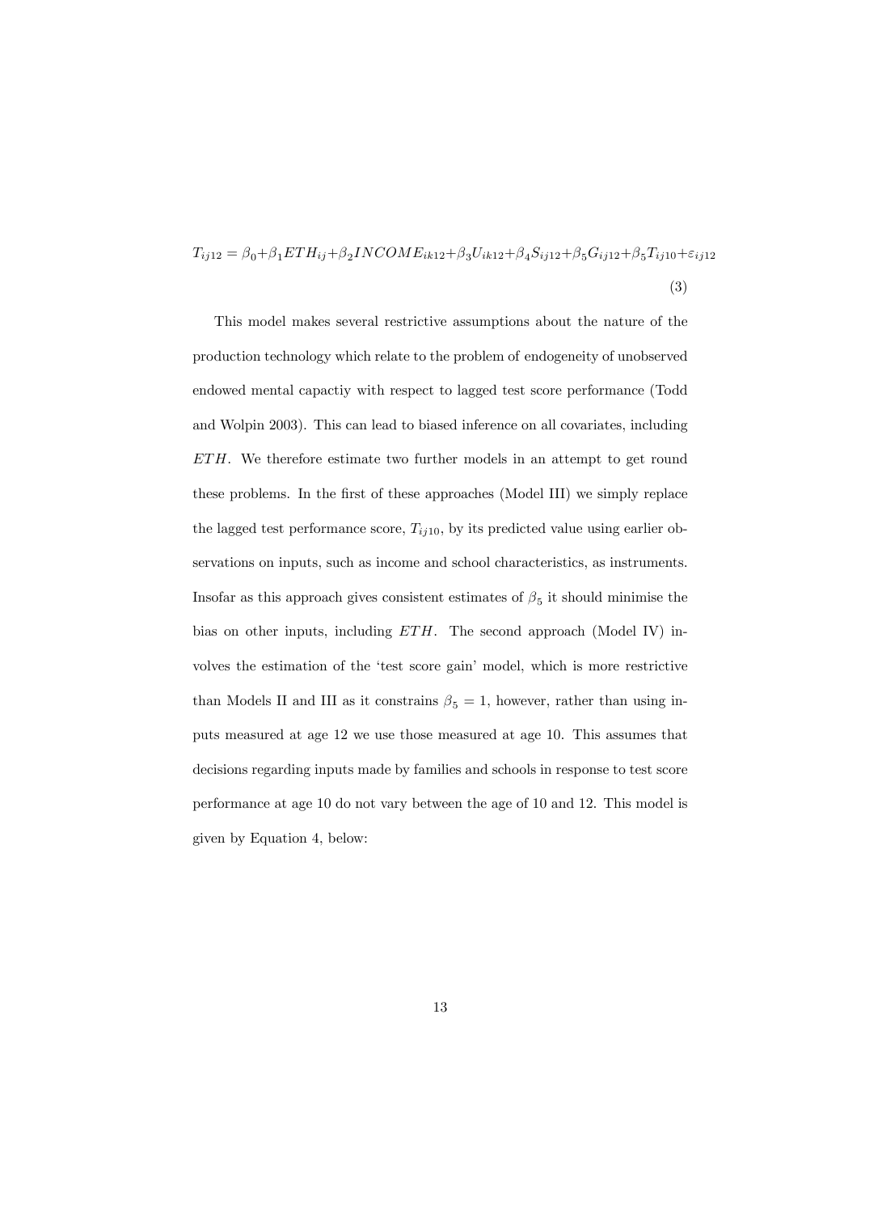$$T_{ij12} = \beta_0 + \beta_1 ETH_{ij} + \beta_2 INCOME_{ik12} + \beta_3 U_{ik12} + \beta_4 S_{ij12} + \beta_5 G_{ij12} + \beta_5 T_{ij10} + \varepsilon_{ij12} \tag{3}$$

This model makes several restrictive assumptions about the nature of the production technology which relate to the problem of endogeneity of unobserved endowed mental capactiy with respect to lagged test score performance (Todd and Wolpin 2003). This can lead to biased inference on all covariates, including $ETH$. We therefore estimate two further models in an attempt to get round these problems. In the first of these approaches (Model III) we simply replace the lagged test performance score, $T_{ij10}$, by its predicted value using earlier observations on inputs, such as income and school characteristics, as instruments. Insofar as this approach gives consistent estimates of $\beta_5$ it should minimise the bias on other inputs, including $ETH$. The second approach (Model IV) involves the estimation of the 'test score gain' model, which is more restrictive than Models II and III as it constrains $\beta_5 = 1$, however, rather than using inputs measured at age 12 we use those measured at age 10. This assumes that decisions regarding inputs made by families and schools in response to test score performance at age 10 do not vary between the age of 10 and 12. This model is given by Equation 4, below: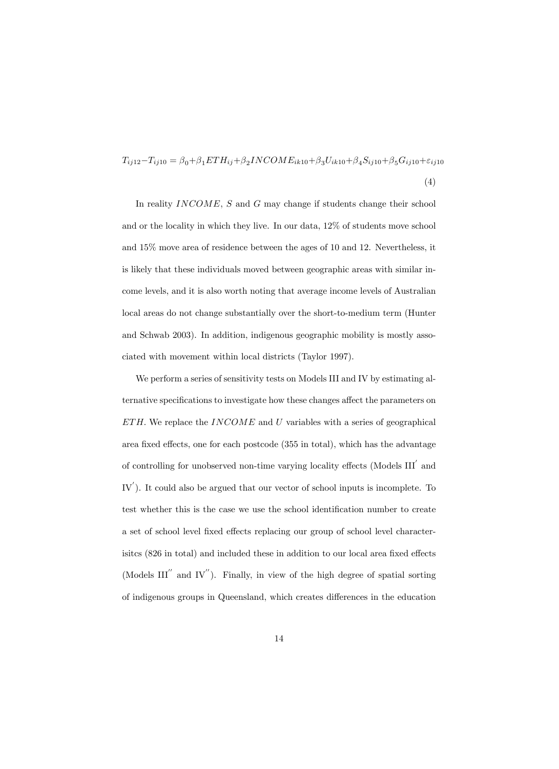$$T_{ij12} - T_{ij10} = \beta_0 + \beta_1 ETH_{ij} + \beta_2 INCOME_{ik10} + \beta_3 U_{ik10} + \beta_4 S_{ij10} + \beta_5 G_{ij10} + \varepsilon_{ij10} \tag{4}$$

In reality $INCOME$, $S$ and $G$ may change if students change their school and or the locality in which they live. In our data, 12% of students move school and 15% move area of residence between the ages of 10 and 12. Nevertheless, it is likely that these individuals moved between geographic areas with similar income levels, and it is also worth noting that average income levels of Australian local areas do not change substantially over the short-to-medium term (Hunter and Schwab 2003). In addition, indigenous geographic mobility is mostly associated with movement within local districts (Taylor 1997).

We perform a series of sensitivity tests on Models III and IV by estimating alternative specifications to investigate how these changes affect the parameters on $ETH$. We replace the $INCOME$ and $U$ variables with a series of geographical area fixed effects, one for each postcode (355 in total), which has the advantage of controlling for unobserved non-time varying locality effects (Models III$^{'}$ and IV$^{'}$). It could also be argued that our vector of school inputs is incomplete. To test whether this is the case we use the school identification number to create a set of school level fixed effects replacing our group of school level characterisitcs (826 in total) and included these in addition to our local area fixed effects (Models III$^{''}$ and IV$^{''}$). Finally, in view of the high degree of spatial sorting of indigenous groups in Queensland, which creates differences in the education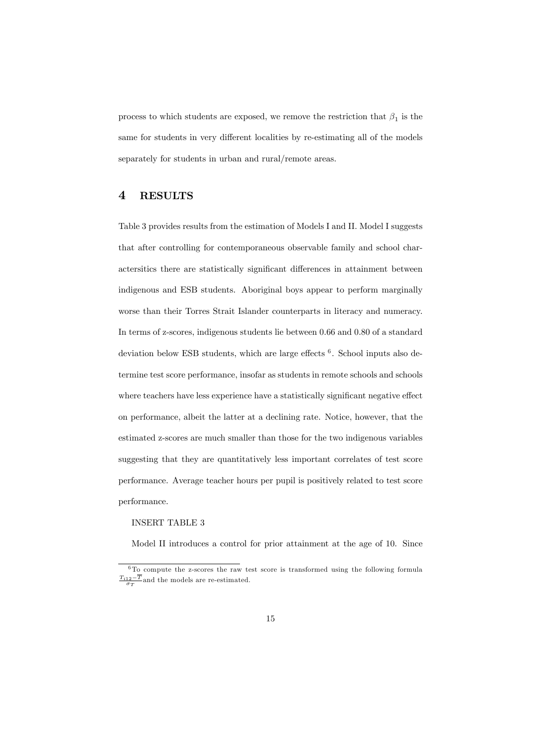process to which students are exposed, we remove the restriction that $\beta_1$ is the same for students in very different localities by re-estimating all of the models separately for students in urban and rural/remote areas.

# 4 RESULTS

Table 3 provides results from the estimation of Models I and II. Model I suggests that after controlling for contemporaneous observable family and school charactersitics there are statistically significant differences in attainment between indigenous and ESB students. Aboriginal boys appear to perform marginally worse than their Torres Strait Islander counterparts in literacy and numeracy. In terms of z-scores, indigenous students lie between 0.66 and 0.80 of a standard deviation below ESB students, which are large effects [6]. School inputs also determine test score performance, insofar as students in remote schools and schools where teachers have less experience have a statistically significant negative effect on performance, albeit the latter at a declining rate. Notice, however, that the estimated z-scores are much smaller than those for the two indigenous variables suggesting that they are quantitatively less important correlates of test score performance. Average teacher hours per pupil is positively related to test score performance.

INSERT TABLE 3

Model II introduces a control for prior attainment at the age of 10. Since

[6] To compute the z-scores the raw test score is transformed using the following formula $\frac{T_{i12}-\overline{T}}{\sigma_T}$ and the models are re-estimated.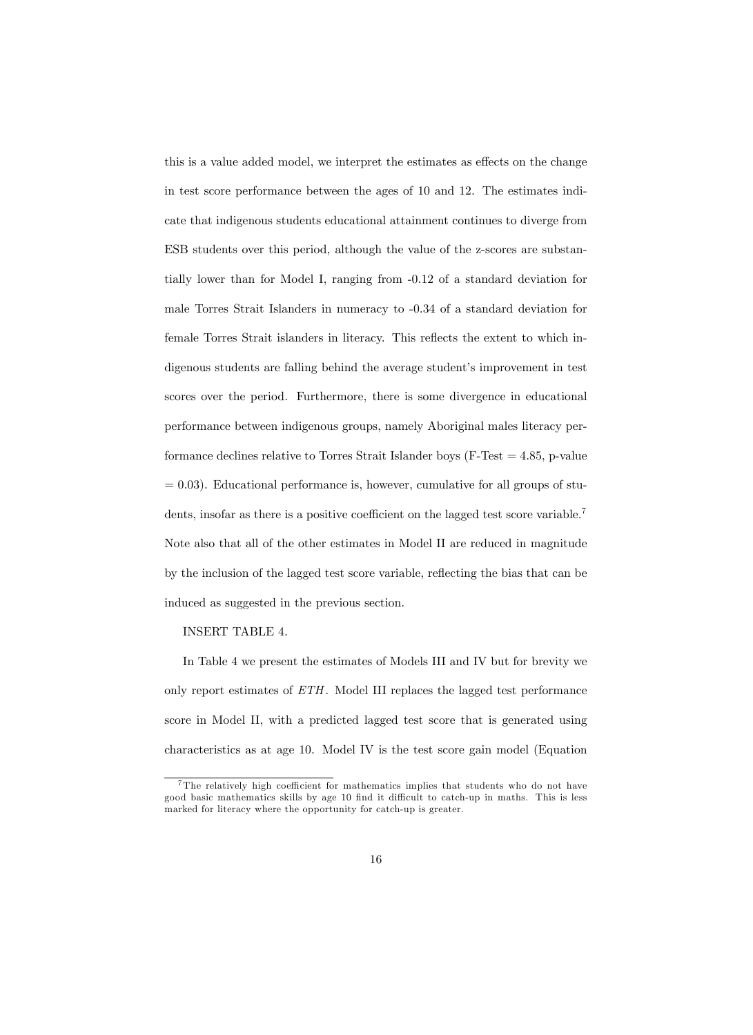this is a value added model, we interpret the estimates as effects on the change in test score performance between the ages of 10 and 12. The estimates indicate that indigenous students educational attainment continues to diverge from ESB students over this period, although the value of the z-scores are substantially lower than for Model I, ranging from -0.12 of a standard deviation for male Torres Strait Islanders in numeracy to -0.34 of a standard deviation for female Torres Strait islanders in literacy. This reflects the extent to which indigenous students are falling behind the average student's improvement in test scores over the period. Furthermore, there is some divergence in educational performance between indigenous groups, namely Aboriginal males literacy performance declines relative to Torres Strait Islander boys (F-Test = 4.85, p-value = 0.03). Educational performance is, however, cumulative for all groups of students, insofar as there is a positive coefficient on the lagged test score variable.[7] Note also that all of the other estimates in Model II are reduced in magnitude by the inclusion of the lagged test score variable, reflecting the bias that can be induced as suggested in the previous section.

INSERT TABLE 4.

In Table 4 we present the estimates of Models III and IV but for brevity we only report estimates of $ETH$. Model III replaces the lagged test performance score in Model II, with a predicted lagged test score that is generated using characteristics as at age 10. Model IV is the test score gain model (Equation

[7] The relatively high coefficient for mathematics implies that students who do not have good basic mathematics skills by age 10 find it difficult to catch-up in maths. This is less marked for literacy where the opportunity for catch-up is greater.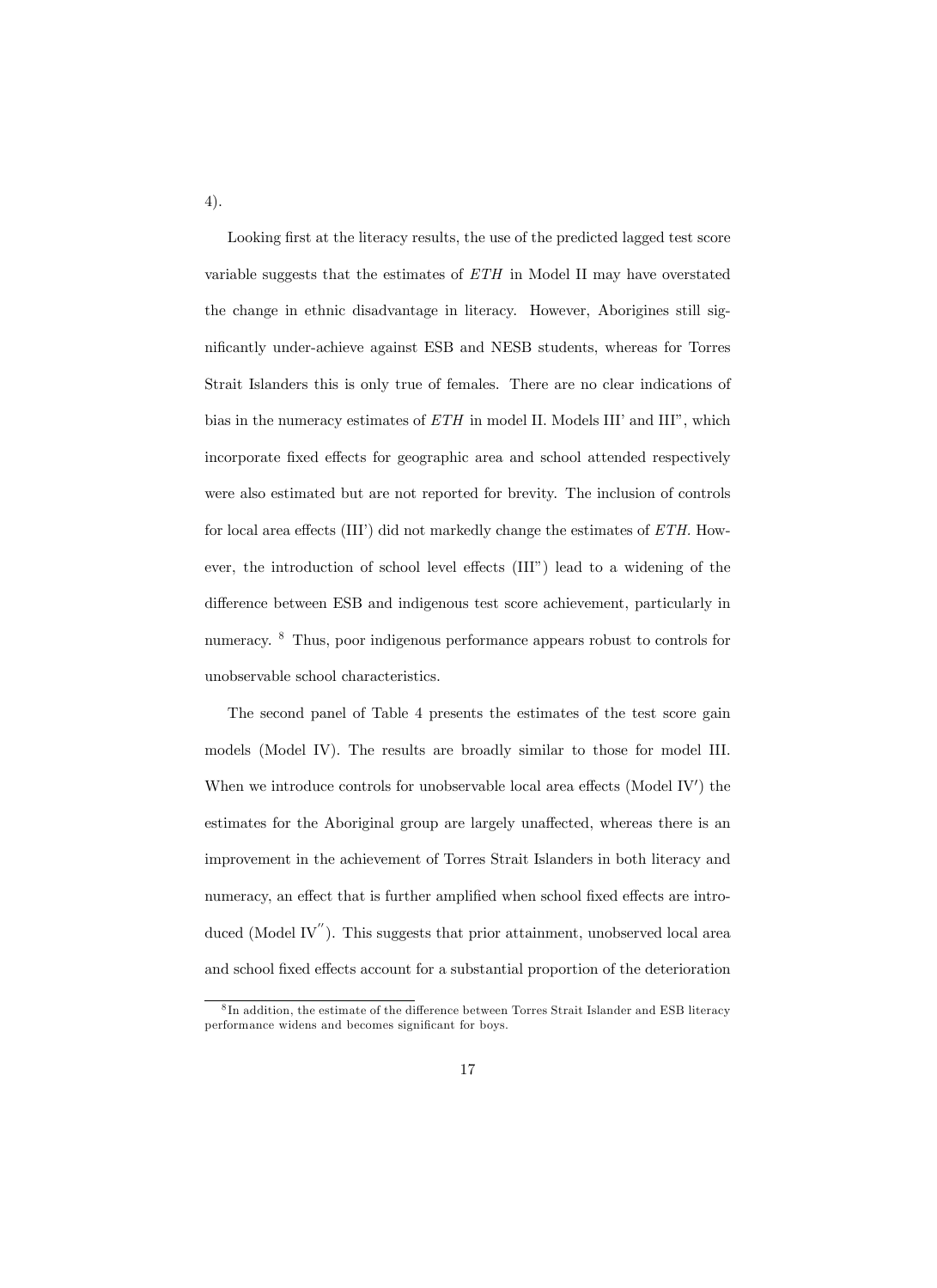4).

Looking first at the literacy results, the use of the predicted lagged test score variable suggests that the estimates of *ETH* in Model II may have overstated the change in ethnic disadvantage in literacy. However, Aborigines still significantly under-achieve against ESB and NESB students, whereas for Torres Strait Islanders this is only true of females. There are no clear indications of bias in the numeracy estimates of *ETH* in model II. Models III' and III", which incorporate fixed effects for geographic area and school attended respectively were also estimated but are not reported for brevity. The inclusion of controls for local area effects (III') did not markedly change the estimates of *ETH*. However, the introduction of school level effects (III") lead to a widening of the difference between ESB and indigenous test score achievement, particularly in numeracy. [8] Thus, poor indigenous performance appears robust to controls for unobservable school characteristics.

The second panel of Table 4 presents the estimates of the test score gain models (Model IV). The results are broadly similar to those for model III. When we introduce controls for unobservable local area effects (Model IV$'$) the estimates for the Aboriginal group are largely unaffected, whereas there is an improvement in the achievement of Torres Strait Islanders in both literacy and numeracy, an effect that is further amplified when school fixed effects are introduced (Model IV$''$). This suggests that prior attainment, unobserved local area and school fixed effects account for a substantial proportion of the deterioration

[8] In addition, the estimate of the difference between Torres Strait Islander and ESB literacy performance widens and becomes significant for boys.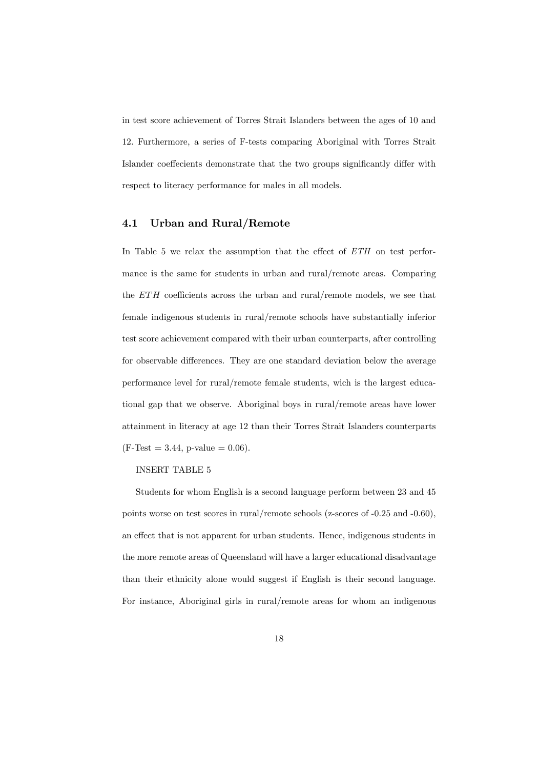in test score achievement of Torres Strait Islanders between the ages of 10 and 12. Furthermore, a series of F-tests comparing Aboriginal with Torres Strait Islander coeffecients demonstrate that the two groups significantly differ with respect to literacy performance for males in all models.

### 4.1 Urban and Rural/Remote

In Table 5 we relax the assumption that the effect of $ETH$ on test performance is the same for students in urban and rural/remote areas. Comparing the $ETH$ coefficients across the urban and rural/remote models, we see that female indigenous students in rural/remote schools have substantially inferior test score achievement compared with their urban counterparts, after controlling for observable differences. They are one standard deviation below the average performance level for rural/remote female students, wich is the largest educational gap that we observe. Aboriginal boys in rural/remote areas have lower attainment in literacy at age 12 than their Torres Strait Islanders counterparts (F-Test = 3.44, p-value = 0.06).

INSERT TABLE 5

Students for whom English is a second language perform between 23 and 45 points worse on test scores in rural/remote schools (z-scores of -0.25 and -0.60), an effect that is not apparent for urban students. Hence, indigenous students in the more remote areas of Queensland will have a larger educational disadvantage than their ethnicity alone would suggest if English is their second language. For instance, Aboriginal girls in rural/remote areas for whom an indigenous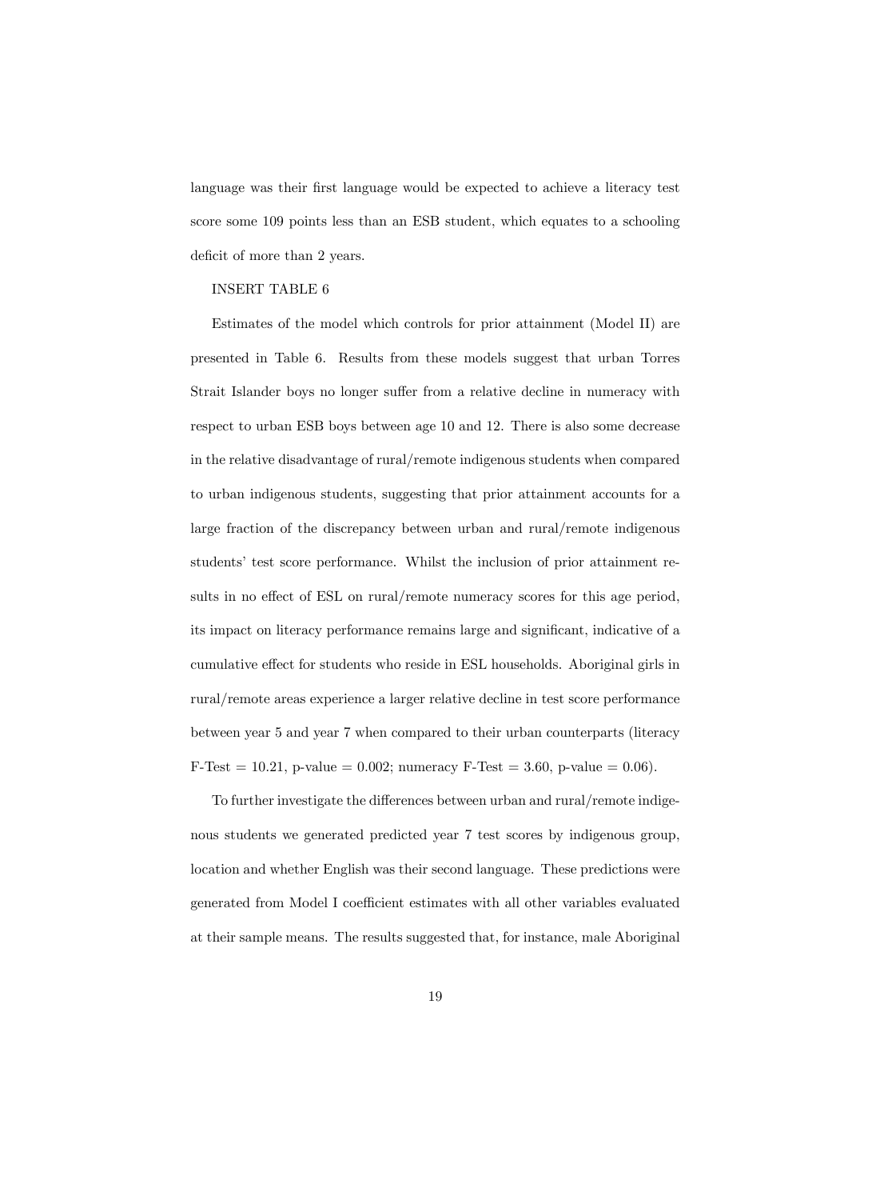language was their first language would be expected to achieve a literacy test score some 109 points less than an ESB student, which equates to a schooling deficit of more than 2 years.

INSERT TABLE 6

Estimates of the model which controls for prior attainment (Model II) are presented in Table 6. Results from these models suggest that urban Torres Strait Islander boys no longer suffer from a relative decline in numeracy with respect to urban ESB boys between age 10 and 12. There is also some decrease in the relative disadvantage of rural/remote indigenous students when compared to urban indigenous students, suggesting that prior attainment accounts for a large fraction of the discrepancy between urban and rural/remote indigenous students' test score performance. Whilst the inclusion of prior attainment results in no effect of ESL on rural/remote numeracy scores for this age period, its impact on literacy performance remains large and significant, indicative of a cumulative effect for students who reside in ESL households. Aboriginal girls in rural/remote areas experience a larger relative decline in test score performance between year 5 and year 7 when compared to their urban counterparts (literacy F-Test = 10.21, p-value = 0.002; numeracy F-Test = 3.60, p-value = 0.06).

To further investigate the differences between urban and rural/remote indigenous students we generated predicted year 7 test scores by indigenous group, location and whether English was their second language. These predictions were generated from Model I coefficient estimates with all other variables evaluated at their sample means. The results suggested that, for instance, male Aboriginal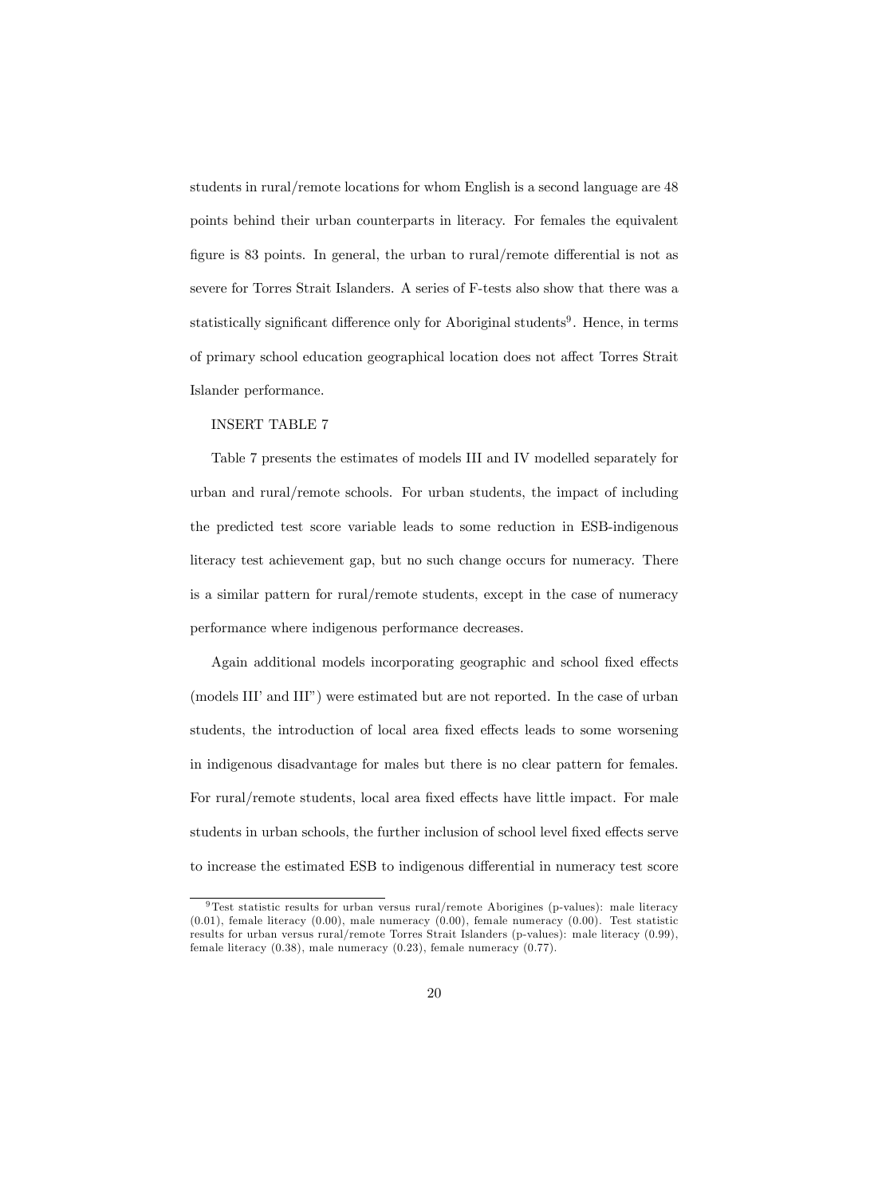students in rural/remote locations for whom English is a second language are 48 points behind their urban counterparts in literacy. For females the equivalent figure is 83 points. In general, the urban to rural/remote differential is not as severe for Torres Strait Islanders. A series of F-tests also show that there was a statistically significant difference only for Aboriginal students[9]. Hence, in terms of primary school education geographical location does not affect Torres Strait Islander performance.

INSERT TABLE 7

Table 7 presents the estimates of models III and IV modelled separately for urban and rural/remote schools. For urban students, the impact of including the predicted test score variable leads to some reduction in ESB-indigenous literacy test achievement gap, but no such change occurs for numeracy. There is a similar pattern for rural/remote students, except in the case of numeracy performance where indigenous performance decreases.

Again additional models incorporating geographic and school fixed effects (models III' and III") were estimated but are not reported. In the case of urban students, the introduction of local area fixed effects leads to some worsening in indigenous disadvantage for males but there is no clear pattern for females. For rural/remote students, local area fixed effects have little impact. For male students in urban schools, the further inclusion of school level fixed effects serve to increase the estimated ESB to indigenous differential in numeracy test score

[9] Test statistic results for urban versus rural/remote Aborigines (p-values): male literacy (0.01), female literacy (0.00), male numeracy (0.00), female numeracy (0.00). Test statistic results for urban versus rural/remote Torres Strait Islanders (p-values): male literacy (0.99), female literacy (0.38), male numeracy (0.23), female numeracy (0.77).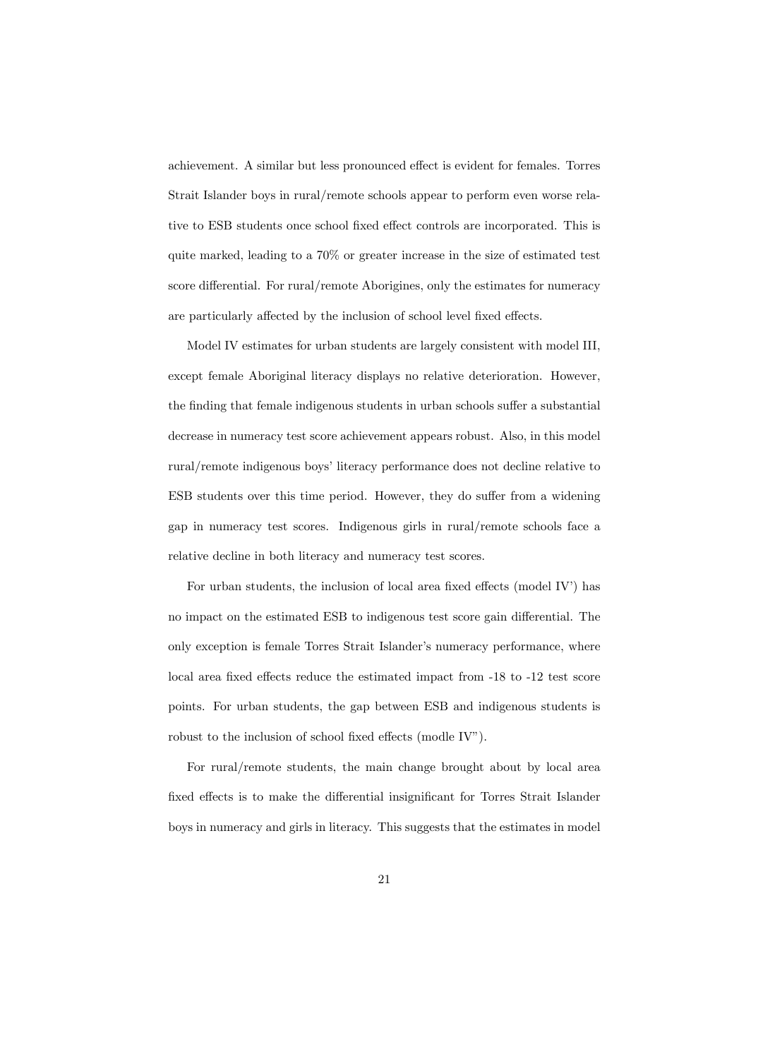achievement. A similar but less pronounced effect is evident for females. Torres Strait Islander boys in rural/remote schools appear to perform even worse relative to ESB students once school fixed effect controls are incorporated. This is quite marked, leading to a 70% or greater increase in the size of estimated test score differential. For rural/remote Aborigines, only the estimates for numeracy are particularly affected by the inclusion of school level fixed effects.

Model IV estimates for urban students are largely consistent with model III, except female Aboriginal literacy displays no relative deterioration. However, the finding that female indigenous students in urban schools suffer a substantial decrease in numeracy test score achievement appears robust. Also, in this model rural/remote indigenous boys' literacy performance does not decline relative to ESB students over this time period. However, they do suffer from a widening gap in numeracy test scores. Indigenous girls in rural/remote schools face a relative decline in both literacy and numeracy test scores.

For urban students, the inclusion of local area fixed effects (model IV') has no impact on the estimated ESB to indigenous test score gain differential. The only exception is female Torres Strait Islander's numeracy performance, where local area fixed effects reduce the estimated impact from -18 to -12 test score points. For urban students, the gap between ESB and indigenous students is robust to the inclusion of school fixed effects (modle IV").

For rural/remote students, the main change brought about by local area fixed effects is to make the differential insignificant for Torres Strait Islander boys in numeracy and girls in literacy. This suggests that the estimates in model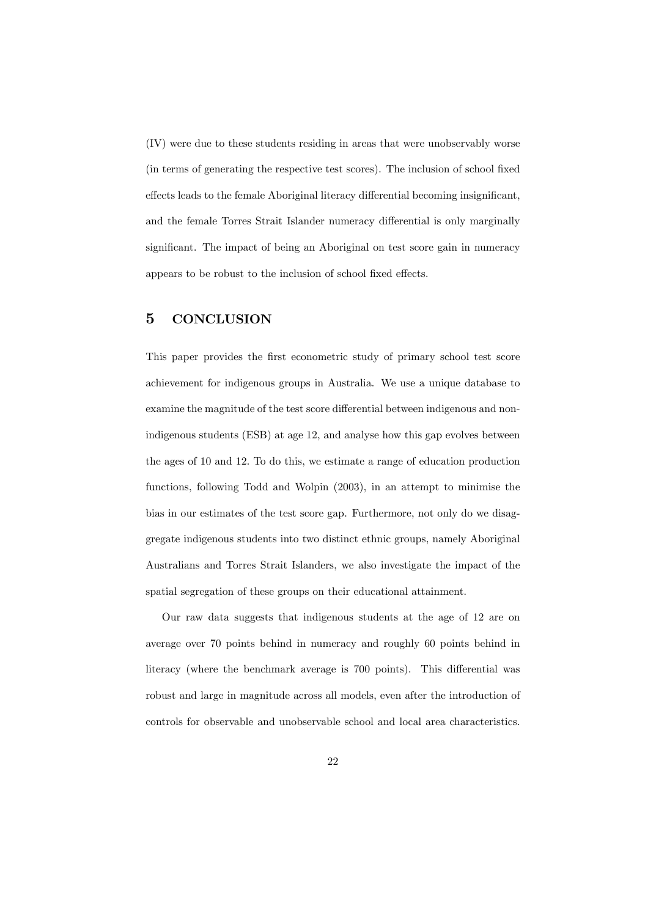(IV) were due to these students residing in areas that were unobservably worse (in terms of generating the respective test scores). The inclusion of school fixed effects leads to the female Aboriginal literacy differential becoming insignificant, and the female Torres Strait Islander numeracy differential is only marginally significant. The impact of being an Aboriginal on test score gain in numeracy appears to be robust to the inclusion of school fixed effects.

## 5 CONCLUSION

This paper provides the first econometric study of primary school test score achievement for indigenous groups in Australia. We use a unique database to examine the magnitude of the test score differential between indigenous and non-indigenous students (ESB) at age 12, and analyse how this gap evolves between the ages of 10 and 12. To do this, we estimate a range of education production functions, following Todd and Wolpin (2003), in an attempt to minimise the bias in our estimates of the test score gap. Furthermore, not only do we disaggregate indigenous students into two distinct ethnic groups, namely Aboriginal Australians and Torres Strait Islanders, we also investigate the impact of the spatial segregation of these groups on their educational attainment.

Our raw data suggests that indigenous students at the age of 12 are on average over 70 points behind in numeracy and roughly 60 points behind in literacy (where the benchmark average is 700 points). This differential was robust and large in magnitude across all models, even after the introduction of controls for observable and unobservable school and local area characteristics.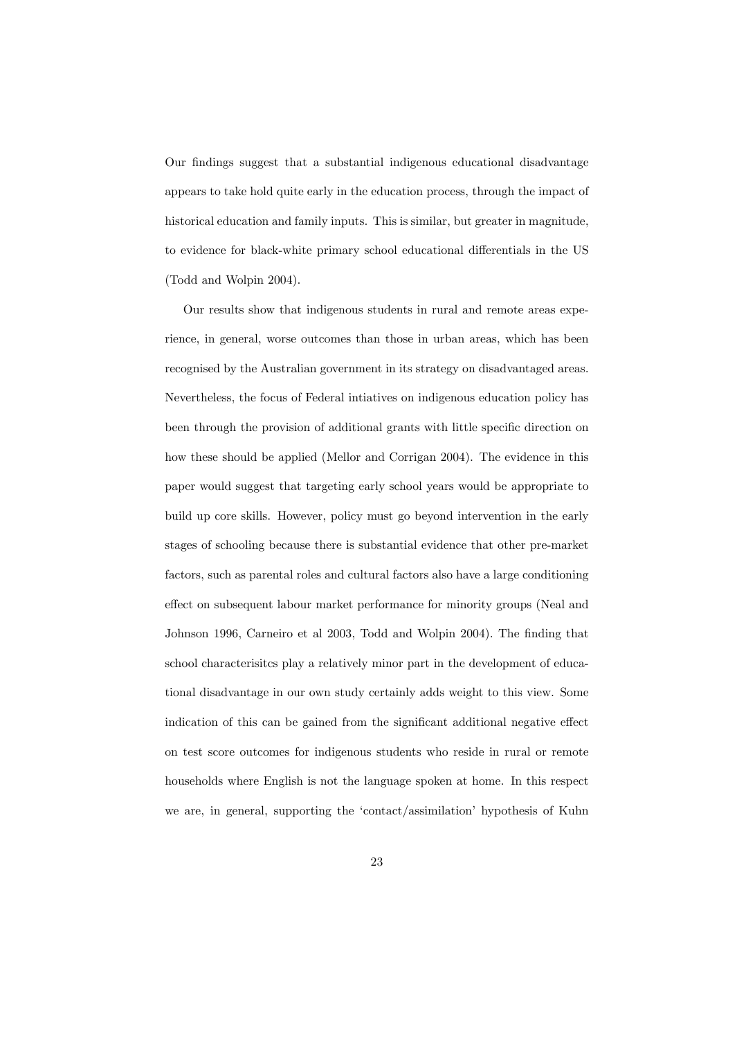Our findings suggest that a substantial indigenous educational disadvantage appears to take hold quite early in the education process, through the impact of historical education and family inputs. This is similar, but greater in magnitude, to evidence for black-white primary school educational differentials in the US (Todd and Wolpin 2004).

Our results show that indigenous students in rural and remote areas experience, in general, worse outcomes than those in urban areas, which has been recognised by the Australian government in its strategy on disadvantaged areas. Nevertheless, the focus of Federal intiatives on indigenous education policy has been through the provision of additional grants with little specific direction on how these should be applied (Mellor and Corrigan 2004). The evidence in this paper would suggest that targeting early school years would be appropriate to build up core skills. However, policy must go beyond intervention in the early stages of schooling because there is substantial evidence that other pre-market factors, such as parental roles and cultural factors also have a large conditioning effect on subsequent labour market performance for minority groups (Neal and Johnson 1996, Carneiro et al 2003, Todd and Wolpin 2004). The finding that school characterisitcs play a relatively minor part in the development of educational disadvantage in our own study certainly adds weight to this view. Some indication of this can be gained from the significant additional negative effect on test score outcomes for indigenous students who reside in rural or remote households where English is not the language spoken at home. In this respect we are, in general, supporting the 'contact/assimilation' hypothesis of Kuhn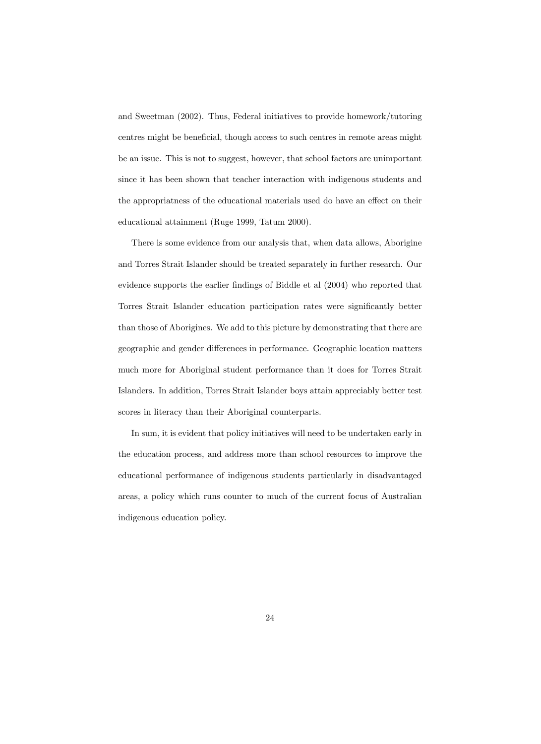and Sweetman (2002). Thus, Federal initiatives to provide homework/tutoring centres might be beneficial, though access to such centres in remote areas might be an issue. This is not to suggest, however, that school factors are unimportant since it has been shown that teacher interaction with indigenous students and the appropriatness of the educational materials used do have an effect on their educational attainment (Ruge 1999, Tatum 2000).

There is some evidence from our analysis that, when data allows, Aborigine and Torres Strait Islander should be treated separately in further research. Our evidence supports the earlier findings of Biddle et al (2004) who reported that Torres Strait Islander education participation rates were significantly better than those of Aborigines. We add to this picture by demonstrating that there are geographic and gender differences in performance. Geographic location matters much more for Aboriginal student performance than it does for Torres Strait Islanders. In addition, Torres Strait Islander boys attain appreciably better test scores in literacy than their Aboriginal counterparts.

In sum, it is evident that policy initiatives will need to be undertaken early in the education process, and address more than school resources to improve the educational performance of indigenous students particularly in disadvantaged areas, a policy which runs counter to much of the current focus of Australian indigenous education policy.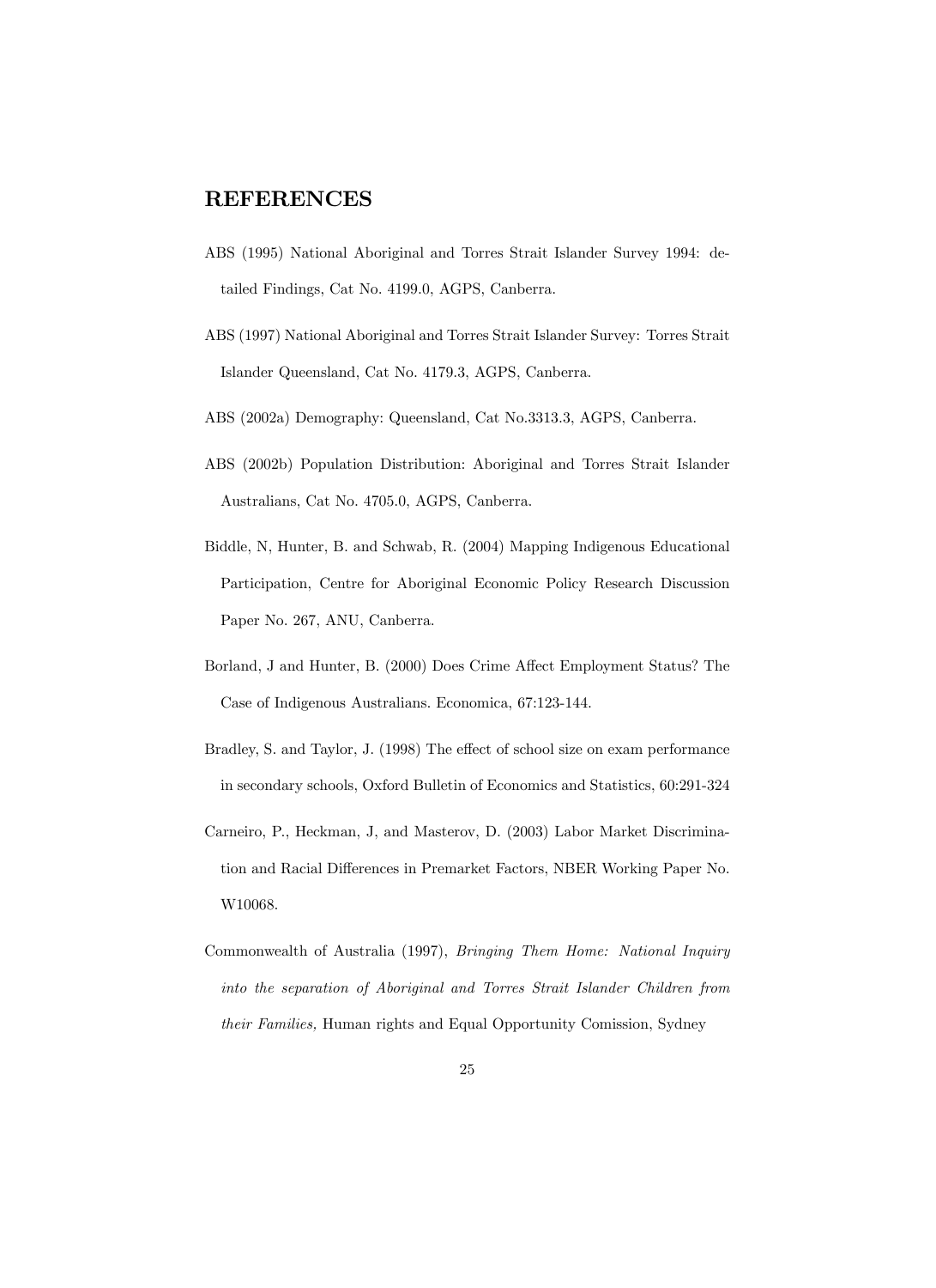## REFERENCES

ABS (1995) National Aboriginal and Torres Strait Islander Survey 1994: detailed Findings, Cat No. 4199.0, AGPS, Canberra.

ABS (1997) National Aboriginal and Torres Strait Islander Survey: Torres Strait Islander Queensland, Cat No. 4179.3, AGPS, Canberra.

ABS (2002a) Demography: Queensland, Cat No.3313.3, AGPS, Canberra.

ABS (2002b) Population Distribution: Aboriginal and Torres Strait Islander Australians, Cat No. 4705.0, AGPS, Canberra.

Biddle, N, Hunter, B. and Schwab, R. (2004) Mapping Indigenous Educational Participation, Centre for Aboriginal Economic Policy Research Discussion Paper No. 267, ANU, Canberra.

Borland, J and Hunter, B. (2000) Does Crime Affect Employment Status? The Case of Indigenous Australians. Economica, 67:123-144.

Bradley, S. and Taylor, J. (1998) The effect of school size on exam performance in secondary schools, Oxford Bulletin of Economics and Statistics, 60:291-324

Carneiro, P., Heckman, J, and Masterov, D. (2003) Labor Market Discrimination and Racial Differences in Premarket Factors, NBER Working Paper No. W10068.

Commonwealth of Australia (1997), *Bringing Them Home: National Inquiry into the separation of Aboriginal and Torres Strait Islander Children from their Families,* Human rights and Equal Opportunity Comission, Sydney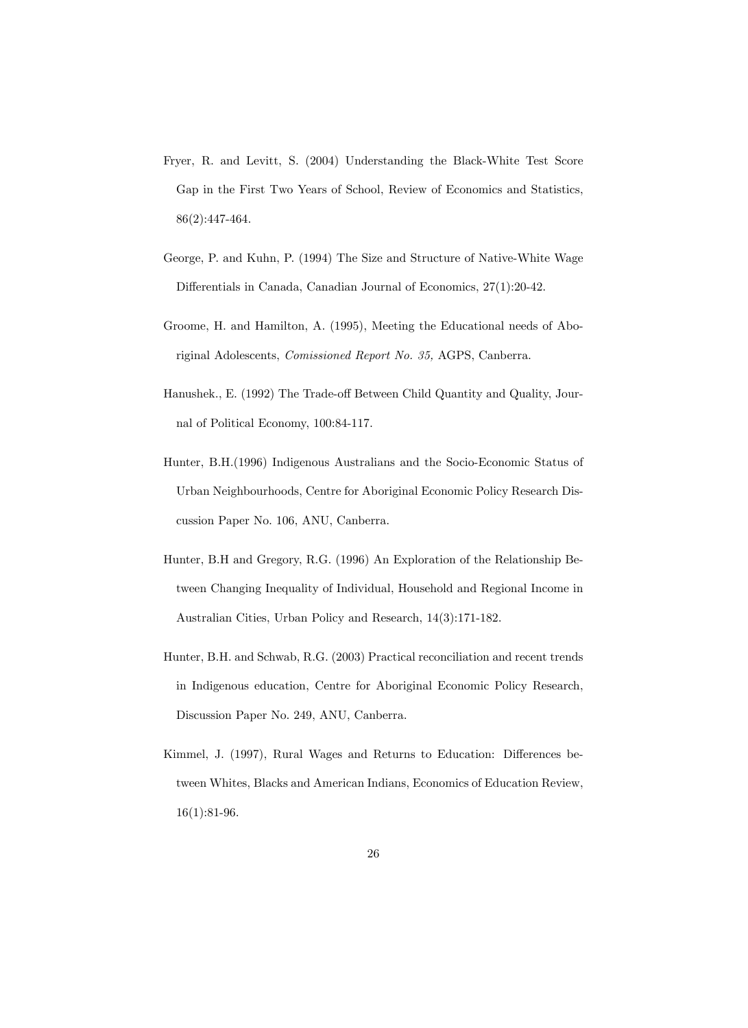Fryer, R. and Levitt, S. (2004) Understanding the Black-White Test Score Gap in the First Two Years of School, Review of Economics and Statistics, 86(2):447-464.

George, P. and Kuhn, P. (1994) The Size and Structure of Native-White Wage Differentials in Canada, Canadian Journal of Economics, 27(1):20-42.

Groome, H. and Hamilton, A. (1995), Meeting the Educational needs of Aboriginal Adolescents, *Comissioned Report No. 35,* AGPS, Canberra.

Hanushek., E. (1992) The Trade-off Between Child Quantity and Quality, Journal of Political Economy, 100:84-117.

Hunter, B.H.(1996) Indigenous Australians and the Socio-Economic Status of Urban Neighbourhoods, Centre for Aboriginal Economic Policy Research Discussion Paper No. 106, ANU, Canberra.

Hunter, B.H and Gregory, R.G. (1996) An Exploration of the Relationship Between Changing Inequality of Individual, Household and Regional Income in Australian Cities, Urban Policy and Research, 14(3):171-182.

Hunter, B.H. and Schwab, R.G. (2003) Practical reconciliation and recent trends in Indigenous education, Centre for Aboriginal Economic Policy Research, Discussion Paper No. 249, ANU, Canberra.

Kimmel, J. (1997), Rural Wages and Returns to Education: Differences between Whites, Blacks and American Indians, Economics of Education Review, 16(1):81-96.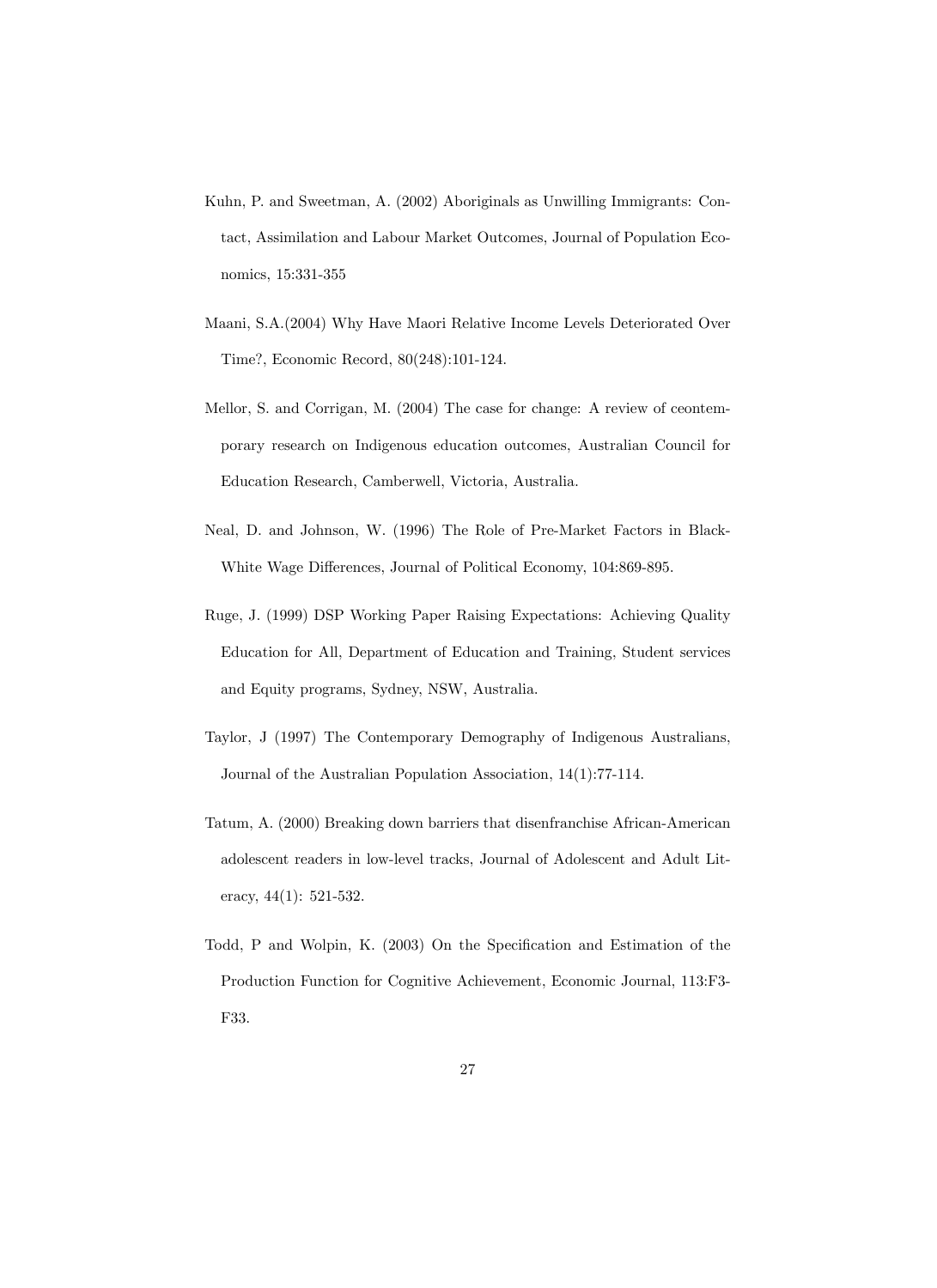Kuhn, P. and Sweetman, A. (2002) Aboriginals as Unwilling Immigrants: Contact, Assimilation and Labour Market Outcomes, Journal of Population Economics, 15:331-355

Maani, S.A.(2004) Why Have Maori Relative Income Levels Deteriorated Over Time?, Economic Record, 80(248):101-124.

Mellor, S. and Corrigan, M. (2004) The case for change: A review of ceontemporary research on Indigenous education outcomes, Australian Council for Education Research, Camberwell, Victoria, Australia.

Neal, D. and Johnson, W. (1996) The Role of Pre-Market Factors in Black-White Wage Differences, Journal of Political Economy, 104:869-895.

Ruge, J. (1999) DSP Working Paper Raising Expectations: Achieving Quality Education for All, Department of Education and Training, Student services and Equity programs, Sydney, NSW, Australia.

Taylor, J (1997) The Contemporary Demography of Indigenous Australians, Journal of the Australian Population Association, 14(1):77-114.

Tatum, A. (2000) Breaking down barriers that disenfranchise African-American adolescent readers in low-level tracks, Journal of Adolescent and Adult Literacy, 44(1): 521-532.

Todd, P and Wolpin, K. (2003) On the Specification and Estimation of the Production Function for Cognitive Achievement, Economic Journal, 113:F3-F33.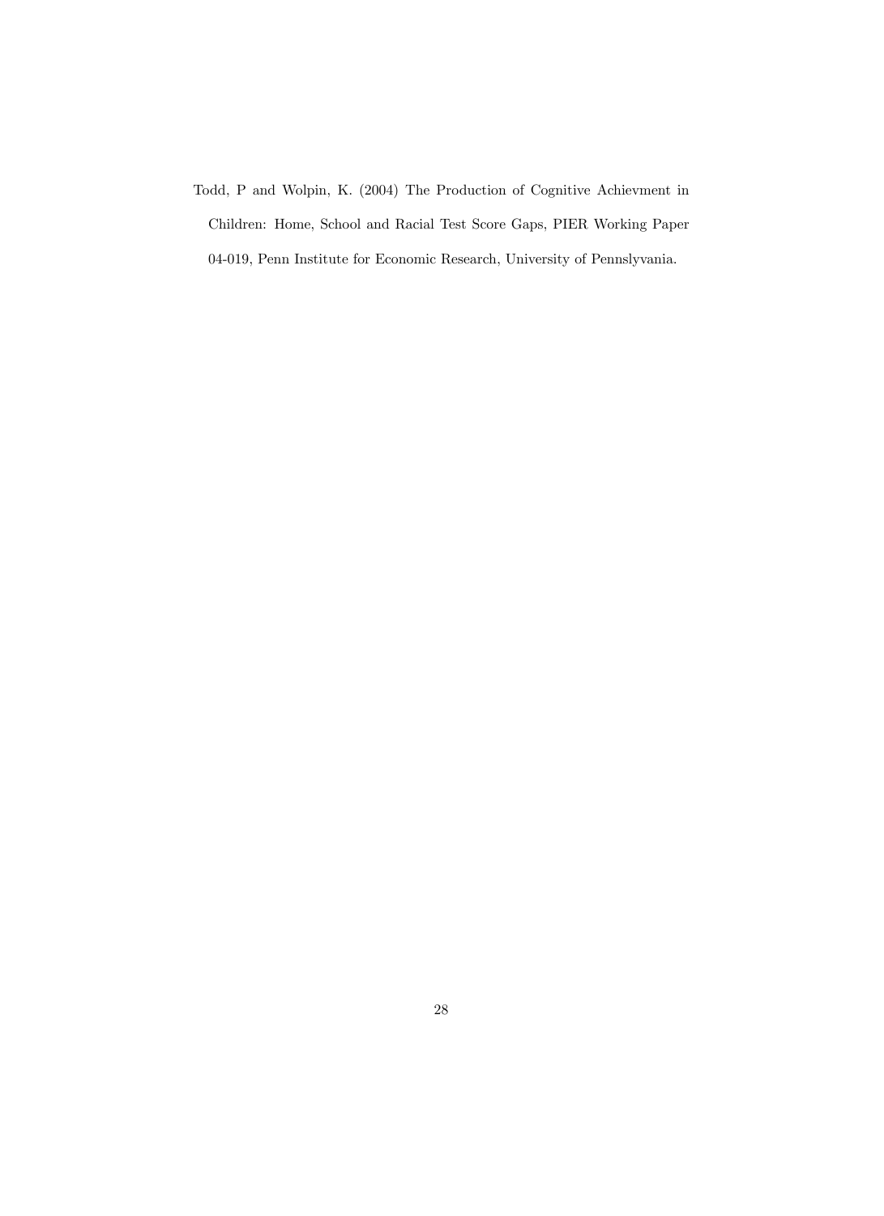Todd, P and Wolpin, K. (2004) The Production of Cognitive Achievment in Children: Home, School and Racial Test Score Gaps, PIER Working Paper 04-019, Penn Institute for Economic Research, University of Pennslyvania.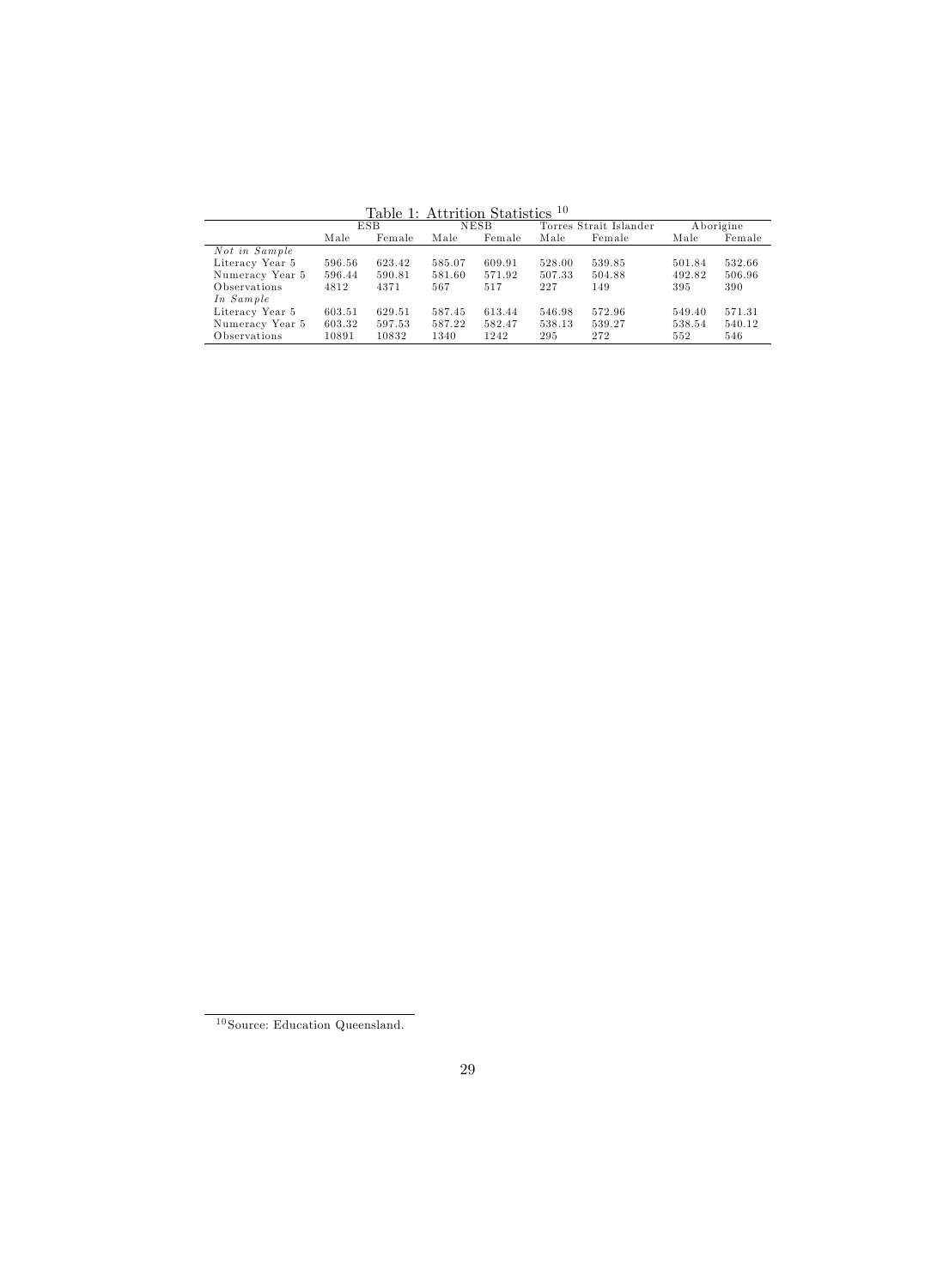Table 1: Attrition Statistics [10]

| | ESB | | NESB | | Torres Strait Islander | | Aborigine | |
|---|---|---|---|---|---|---|---|---|
| | Male | Female | Male | Female | Male | Female | Male | Female |
| *Not in Sample* | | | | | | | | |
| Literacy Year 5 | 596.56 | 623.42 | 585.07 | 609.91 | 528.00 | 539.85 | 501.84 | 532.66 |
| Numeracy Year 5 | 596.44 | 590.81 | 581.60 | 571.92 | 507.33 | 504.88 | 492.82 | 506.96 |
| Observations | 4812 | 4371 | 567 | 517 | 227 | 149 | 395 | 390 |
| *In Sample* | | | | | | | | |
| Literacy Year 5 | 603.51 | 629.51 | 587.45 | 613.44 | 546.98 | 572.96 | 549.40 | 571.31 |
| Numeracy Year 5 | 603.32 | 597.53 | 587.22 | 582.47 | 538.13 | 539.27 | 538.54 | 540.12 |
| Observations | 10891 | 10832 | 1340 | 1242 | 295 | 272 | 552 | 546 |

[10] Source: Education Queensland.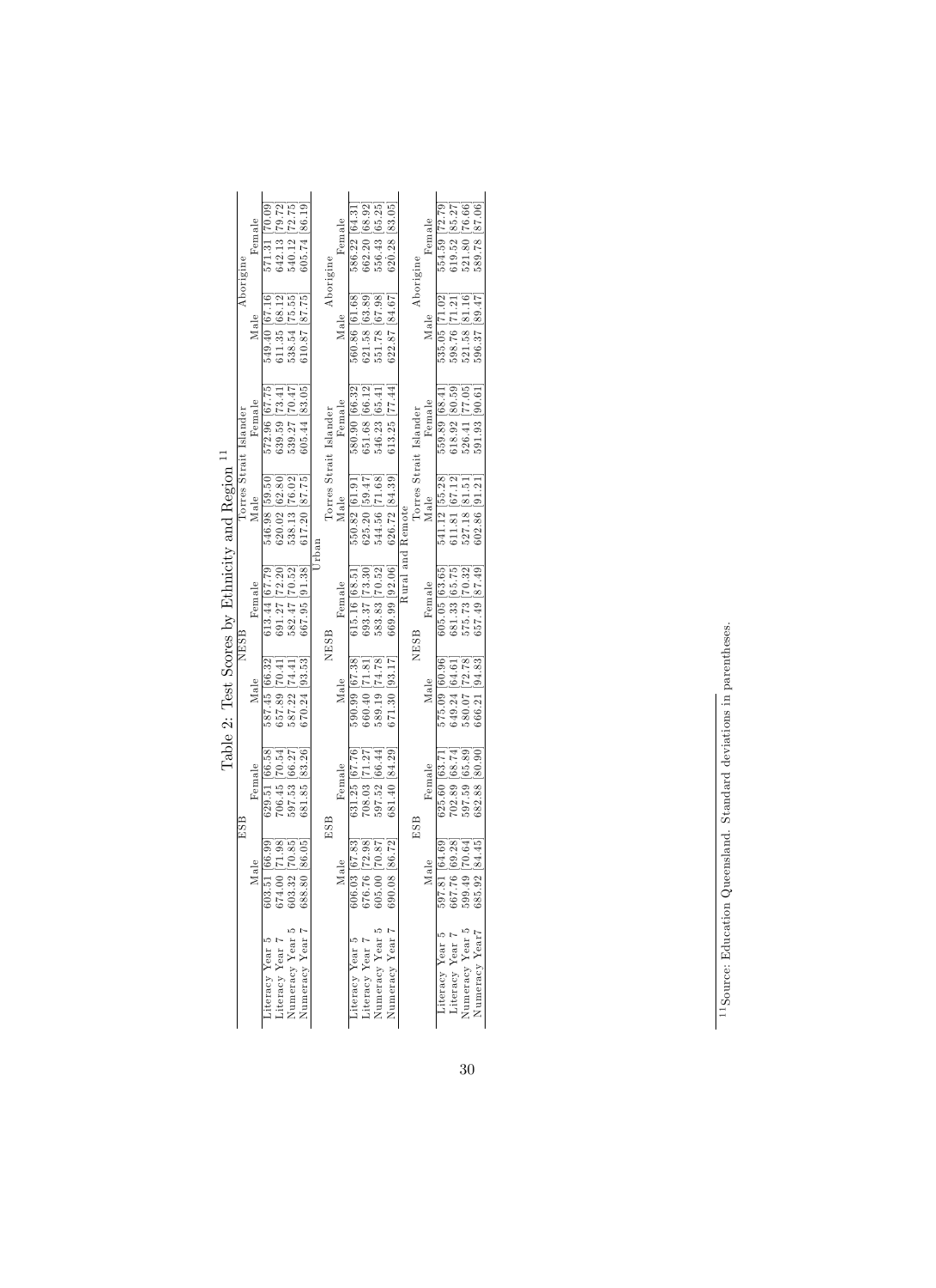# Table 2: Test Scores by Ethnicity and Region [11]

| | ESB | | NESB | | Torres Strait Islander | | Aborigine | |
|---|---|---|---|---|---|---|---|---|
| | Male | Female | Male | Female | Male | Female | Male | Female |
| Literacy Year 5 | 603.51 [66.99] | 629.51 [66.58] | 587.45 [66.32] | 613.44 [67.79] | 546.98 [59.50] | 572.96 [67.75] | 549.40 [67.16] | 571.31 [70.09] |
| Literacy Year 7 | 674.00 [71.98] | 706.45 [70.54] | 657.89 [70.41] | 691.27 [72.20] | 620.02 [62.80] | 639.59 [73.41] | 611.35 [68.12] | 642.13 [79.72] |
| Numeracy Year 5 | 603.32 [70.85] | 597.53 [66.27] | 587.22 [74.41] | 582.47 [70.52] | 538.13 [76.02] | 539.27 [70.47] | 538.54 [75.55] | 540.12 [72.75] |
| Numeracy Year 7 | 688.80 [86.05] | 681.85 [83.26] | 670.24 [93.53] | 667.95 [91.38] | 617.20 [87.75] | 605.44 [83.05] | 610.87 [87.75] | 605.74 [86.19] |
| **Urban** | | | | | | | | |
| | ESB | | NESB | | Torres Strait Islander | | Aborigine | |
| | Male | Female | Male | Female | Male | Female | Male | Female |
| Literacy Year 5 | 606.03 [67.83] | 631.25 [67.76] | 590.99 [67.38] | 615.16 [68.51] | 550.82 [61.91] | 580.90 [66.32] | 560.86 [61.68] | 586.22 [64.31] |
| Literacy Year 7 | 676.76 [72.98] | 708.03 [71.27] | 660.40 [71.81] | 693.37 [73.30] | 625.20 [59.47] | 651.68 [66.12] | 621.58 [63.89] | 662.20 [68.92] |
| Numeracy Year 5 | 605.00 [70.87] | 597.52 [66.44] | 589.19 [74.78] | 583.83 [70.52] | 544.56 [71.68] | 546.23 [65.41] | 551.78 [67.98] | 556.43 [65.25] |
| Numeracy Year 7 | 690.08 [86.72] | 681.40 [84.29] | 671.30 [93.17] | 669.99 [92.06] | 626.72 [84.39] | 613.25 [77.44] | 622.87 [84.67] | 620.28 [83.05] |
| **Rural and Remote** | | | | | | | | |
| | ESB | | NESB | | Torres Strait Islander | | Aborigine | |
| | Male | Female | Male | Female | Male | Female | Male | Female |
| Literacy Year 5 | 597.81 [64.69] | 625.60 [63.71] | 575.09 [60.96] | 605.05 [63.65] | 541.12 [55.28] | 559.89 [68.41] | 535.05 [71.02] | 554.59 [72.79] |
| Literacy Year 7 | 667.76 [69.28] | 702.89 [68.74] | 649.24 [64.61] | 681.33 [65.75] | 611.81 [67.12] | 618.92 [80.59] | 598.76 [71.21] | 619.52 [85.27] |
| Numeracy Year 5 | 599.49 [70.64] | 597.59 [65.89] | 580.07 [72.78] | 575.73 [70.32] | 527.18 [81.51] | 526.41 [77.05] | 521.58 [81.16] | 521.80 [76.66] |
| Numeracy Year7 | 685.92 [84.45] | 682.88 [80.90] | 666.21 [94.83] | 657.49 [87.49] | 602.86 [91.21] | 591.93 [90.61] | 596.37 [89.47] | 589.78 [87.06] |

[11] Source: Education Queensland. Standard deviations in parentheses.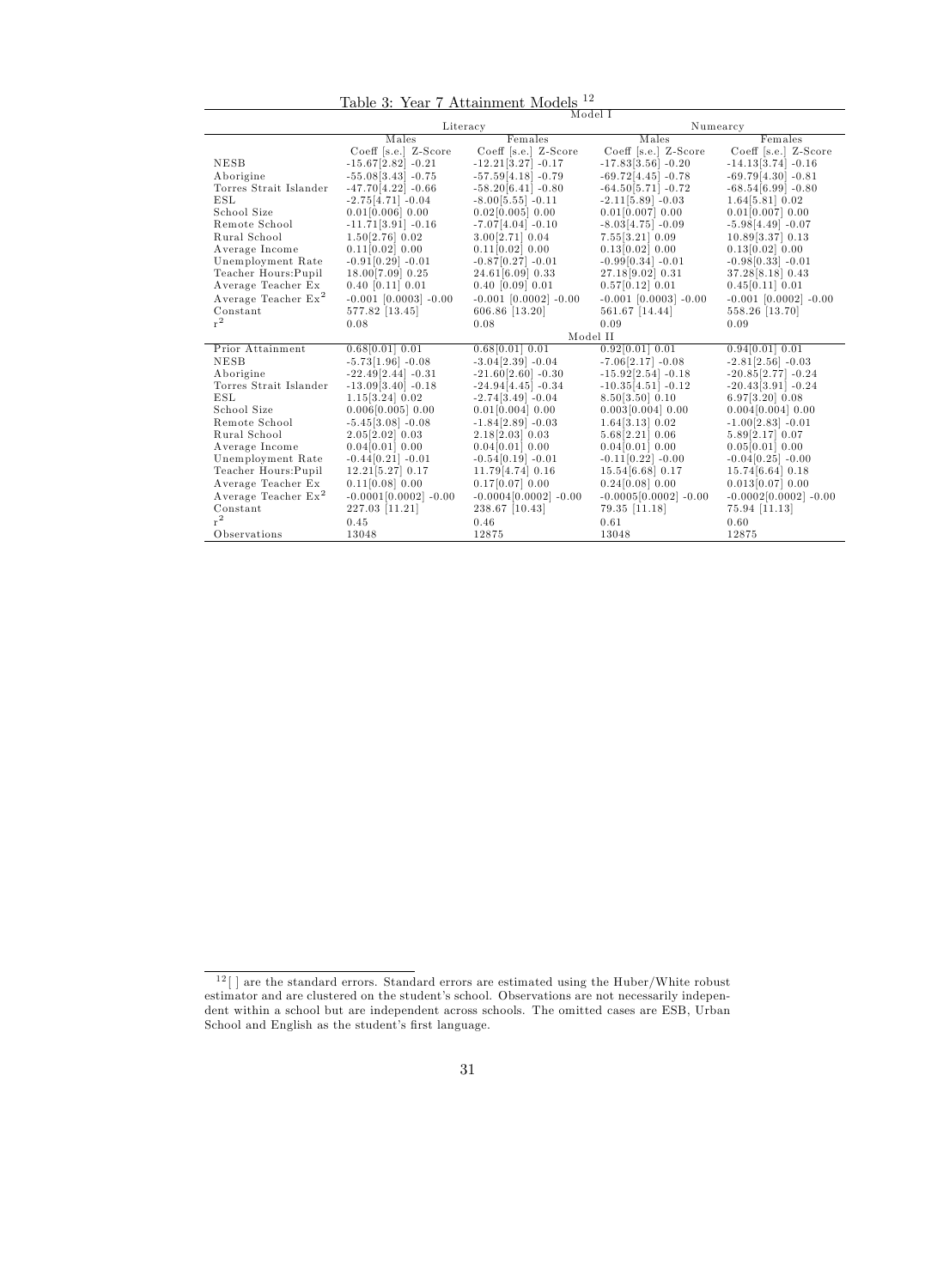Table 3: Year 7 Attainment Models [12]

| | Model I | | | |
|---|---|---|---|---|
| | Literacy | | Numearcy | |
| | Males | Females | Males | Females |
| | Coeff [s.e.] Z-Score | Coeff [s.e.] Z-Score | Coeff [s.e.] Z-Score | Coeff [s.e.] Z-Score |
| NESB | -15.67[2.82] -0.21 | -12.21[3.27] -0.17 | -17.83[3.56] -0.20 | -14.13[3.74] -0.16 |
| Aborigine | -55.08[3.43] -0.75 | -57.59[4.18] -0.79 | -69.72[4.45] -0.78 | -69.79[4.30] -0.81 |
| Torres Strait Islander | -47.70[4.22] -0.66 | -58.20[6.41] -0.80 | -64.50[5.71] -0.72 | -68.54[6.99] -0.80 |
| ESL | -2.75[4.71] -0.04 | -8.00[5.55] -0.11 | -2.11[5.89] -0.03 | 1.64[5.81] 0.02 |
| School Size | 0.01[0.006] 0.00 | 0.02[0.005] 0.00 | 0.01[0.007] 0.00 | 0.01[0.007] 0.00 |
| Remote School | -11.71[3.91] -0.16 | -7.07[4.04] -0.10 | -8.03[4.75] -0.09 | -5.98[4.49] -0.07 |
| Rural School | 1.50[2.76] 0.02 | 3.00[2.71] 0.04 | 7.55[3.21] 0.09 | 10.89[3.37] 0.13 |
| Average Income | 0.11[0.02] 0.00 | 0.11[0.02] 0.00 | 0.13[0.02] 0.00 | 0.13[0.02] 0.00 |
| Unemployment Rate | -0.91[0.29] -0.01 | -0.87[0.27] -0.01 | -0.99[0.34] -0.01 | -0.98[0.33] -0.01 |
| Teacher Hours:Pupil | 18.00[7.09] 0.25 | 24.61[6.09] 0.33 | 27.18[9.02] 0.31 | 37.28[8.18] 0.43 |
| Average Teacher Ex | 0.40 [0.11] 0.01 | 0.40 [0.09] 0.01 | 0.57[0.12] 0.01 | 0.45[0.11] 0.01 |
| Average Teacher $Ex^2$ | -0.001 [0.0003] -0.00 | -0.001 [0.0002] -0.00 | -0.001 [0.0003] -0.00 | -0.001 [0.0002] -0.00 |
| Constant | 577.82 [13.45] | 606.86 [13.20] | 561.67 [14.44] | 558.26 [13.70] |
| $r^2$ | 0.08 | 0.08 | 0.09 | 0.09 |
| | Model II | | | |
| Prior Attainment | 0.68[0.01] 0.01 | 0.68[0.01] 0.01 | 0.92[0.01] 0.01 | 0.94[0.01] 0.01 |
| NESB | -5.73[1.96] -0.08 | -3.04[2.39] -0.04 | -7.06[2.17] -0.08 | -2.81[2.56] -0.03 |
| Aborigine | -22.49[2.44] -0.31 | -21.60[2.60] -0.30 | -15.92[2.54] -0.18 | -20.85[2.77] -0.24 |
| Torres Strait Islander | -13.09[3.40] -0.18 | -24.94[4.45] -0.34 | -10.35[4.51] -0.12 | -20.43[3.91] -0.24 |
| ESL | 1.15[3.24] 0.02 | -2.74[3.49] -0.04 | 8.50[3.50] 0.10 | 6.97[3.20] 0.08 |
| School Size | 0.006[0.005] 0.00 | 0.01[0.004] 0.00 | 0.003[0.004] 0.00 | 0.004[0.004] 0.00 |
| Remote School | -5.45[3.08] -0.08 | -1.84[2.89] -0.03 | 1.64[3.13] 0.02 | -1.00[2.83] -0.01 |
| Rural School | 2.05[2.02] 0.03 | 2.18[2.03] 0.03 | 5.68[2.21] 0.06 | 5.89[2.17] 0.07 |
| Average Income | 0.04[0.01] 0.00 | 0.04[0.01] 0.00 | 0.04[0.01] 0.00 | 0.05[0.01] 0.00 |
| Unemployment Rate | -0.44[0.21] -0.01 | -0.54[0.19] -0.01 | -0.11[0.22] -0.00 | -0.04[0.25] -0.00 |
| Teacher Hours:Pupil | 12.21[5.27] 0.17 | 11.79[4.74] 0.16 | 15.54[6.68] 0.17 | 15.74[6.64] 0.18 |
| Average Teacher Ex | 0.11[0.08] 0.00 | 0.17[0.07] 0.00 | 0.24[0.08] 0.00 | 0.013[0.07] 0.00 |
| Average Teacher $Ex^2$ | -0.0001[0.0002] -0.00 | -0.0004[0.0002] -0.00 | -0.0005[0.0002] -0.00 | -0.0002[0.0002] -0.00 |
| Constant | 227.03 [11.21] | 238.67 [10.43] | 79.35 [11.18] | 75.94 [11.13] |
| $r^2$ | 0.45 | 0.46 | 0.61 | 0.60 |
| Observations | 13048 | 12875 | 13048 | 12875 |

[12] [ ] are the standard errors. Standard errors are estimated using the Huber/White robust estimator and are clustered on the student's school. Observations are not necessarily independent within a school but are independent across schools. The omitted cases are ESB, Urban School and English as the student's first language.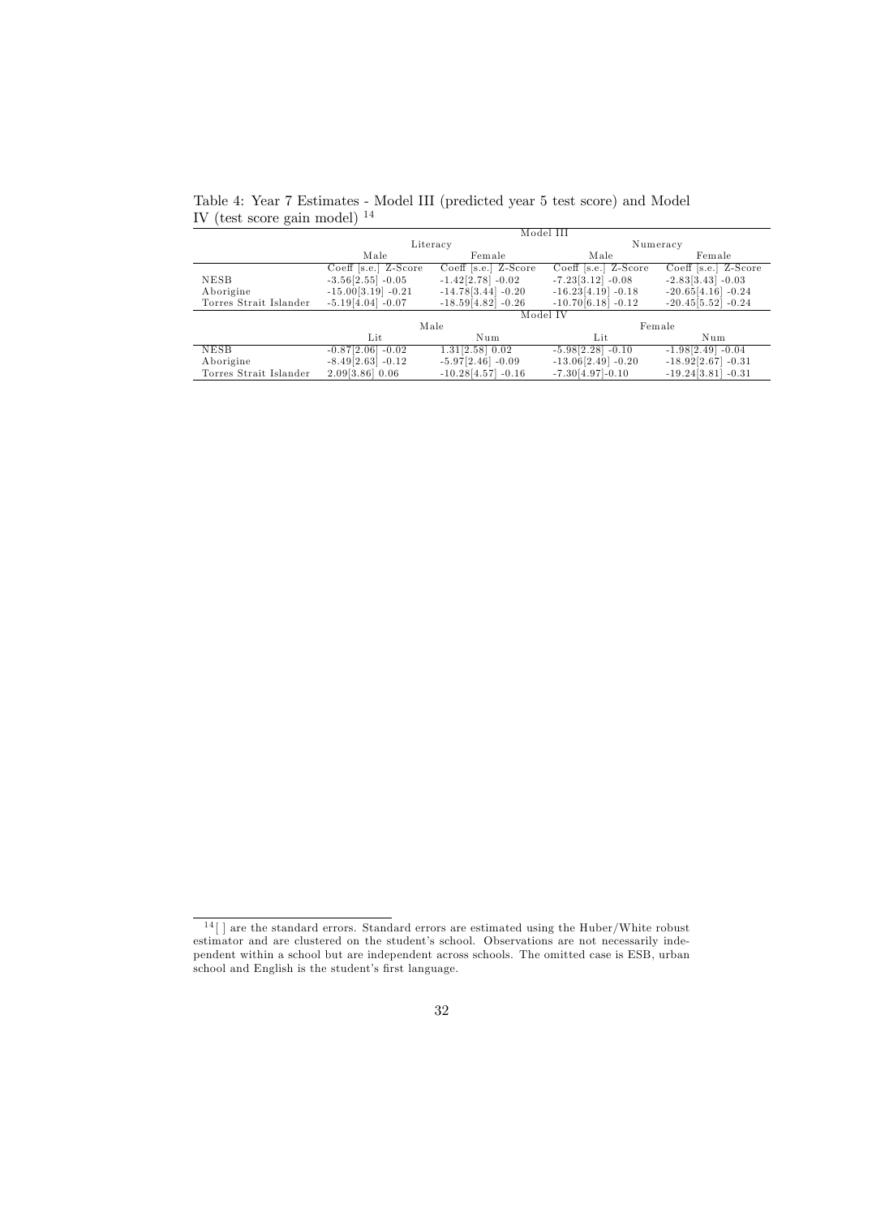Table 4: Year 7 Estimates - Model III (predicted year 5 test score) and Model IV (test score gain model) [14]

| | Model III | | | |
|---|---|---|---|---|
| | Literacy | | Numeracy | |
| | Male | Female | Male | Female |
| | Coeff [s.e.] Z-Score | Coeff [s.e.] Z-Score | Coeff [s.e.] Z-Score | Coeff [s.e.] Z-Score |
| NESB | -3.56[2.55] -0.05 | -1.42[2.78] -0.02 | -7.23[3.12] -0.08 | -2.83[3.43] -0.03 |
| Aborigine | -15.00[3.19] -0.21 | -14.78[3.44] -0.20 | -16.23[4.19] -0.18 | -20.65[4.16] -0.24 |
| Torres Strait Islander | -5.19[4.04] -0.07 | -18.59[4.82] -0.26 | -10.70[6.18] -0.12 | -20.45[5.52] -0.24 |
| | Model IV | | | |
| | Male | | Female | |
| | Lit | Num | Lit | Num |
| NESB | -0.87[2.06] -0.02 | 1.31[2.58] 0.02 | -5.98[2.28] -0.10 | -1.98[2.49] -0.04 |
| Aborigine | -8.49[2.63] -0.12 | -5.97[2.46] -0.09 | -13.06[2.49] -0.20 | -18.92[2.67] -0.31 |
| Torres Strait Islander | 2.09[3.86] 0.06 | -10.28[4.57] -0.16 | -7.30[4.97]-0.10 | -19.24[3.81] -0.31 |

[14] [ ] are the standard errors. Standard errors are estimated using the Huber/White robust estimator and are clustered on the student's school. Observations are not necessarily independent within a school but are independent across schools. The omitted case is ESB, urban school and English is the student's first language.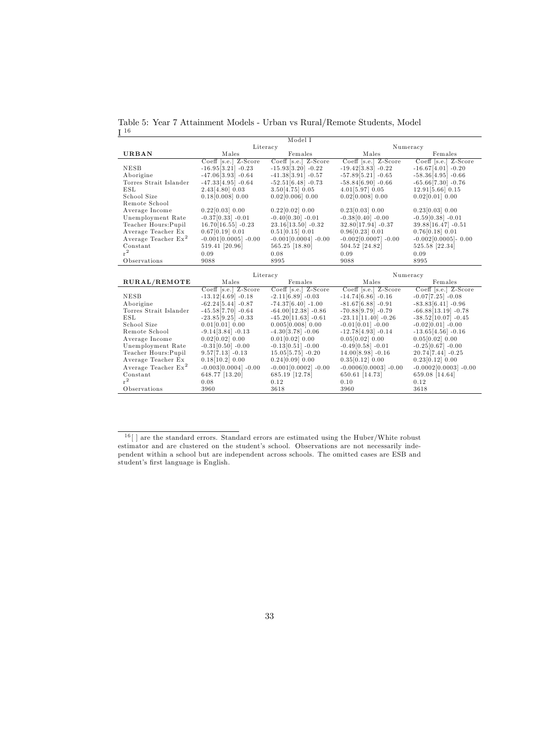Table 5: Year 7 Attainment Models - Urban vs Rural/Remote Students, Model I [16]

| | Model I | | | |
|---|---|---|---|---|
| | Literacy | | Numeracy | |
| **URBAN** | Males | Females | Males | Females |
| | Coeff [s.e.] Z-Score | Coeff [s.e.] Z-Score | Coeff [s.e.] Z-Score | Coeff [s.e.] Z-Score |
| NESB | -16.95[3.21] -0.23 | -15.93[3.20] -0.22 | -19.42[3.83] -0.22 | -16.67[4.01] -0.20 |
| Aborigine | -47.06[3.93] -0.64 | -41.38[3.91] -0.57 | -57.89[5.21] -0.65 | -58.36[4.95] -0.66 |
| Torres Strait Islander | -47.33[4.95] -0.64 | -52.51[6.48] -0.73 | -58.84[6.90] -0.66 | -65.66[7.30] -0.76 |
| ESL | 2.43[4.80] 0.03 | 3.50[4.75] 0.05 | 4.01[5.97] 0.05 | 12.91[5.66] 0.15 |
| School Size | 0.18[0.008] 0.00 | 0.02[0.006] 0.00 | 0.02[0.008] 0.00 | 0.02[0.01] 0.00 |
| Remote School | | | | |
| Average Income | 0.22[0.03] 0.00 | 0.22[0.02] 0.00 | 0.23[0.03] 0.00 | 0.23[0.03] 0.00 |
| Unemployment Rate | -0.37[0.33] -0.01 | -0.40[0.30] -0.01 | -0.38[0.40] -0.00 | -0.59[0.38] -0.01 |
| Teacher Hours:Pupil | 16.70[16.55] -0.23 | 23.16[13.50] -0.32 | 32.80[17.94] -0.37 | 39.88[16.47] -0.51 |
| Average Teacher Ex | 0.67[0.19] 0.01 | 0.51[0.15] 0.01 | 0.96[0.23] 0.01 | 0.76[0.18] 0.01 |
| Average Teacher $Ex^2$ | -0.001[0.0005] -0.00 | -0.001[0.0004] -0.00 | -0.002[0.0007] -0.00 | -0.002[0.0005]- 0.00 |
| Constant | 519.41 [20.96] | 565.25 [18.80] | 504.52 [24.82] | 525.58 [22.34] |
| $r^2$ | 0.09 | 0.08 | 0.09 | 0.09 |
| Observations | 9088 | 8995 | 9088 | 8995 |

| | Literacy | | Numeracy | |
|---|---|---|---|---|
| **RURAL/REMOTE** | Males | Females | Males | Females |
| | Coeff [s.e.] Z-Score | Coeff [s.e.] Z-Score | Coeff [s.e.] Z-Score | Coeff [s.e.] Z-Score |
| NESB | -13.12[4.69] -0.18 | -2.11[6.89] -0.03 | -14.74[6.86] -0.16 | -0.07[7.25] -0.08 |
| Aborigine | -62.24[5.44] -0.87 | -74.37[6.40] -1.00 | -81.67[6.88] -0.91 | -83.83[6.41] -0.96 |
| Torres Strait Islander | -45.58[7.70] -0.64 | -64.00[12.38] -0.86 | -70.88[9.79] -0.79 | -66.88[13.19] -0.78 |
| ESL | -23.85[9.25] -0.33 | -45.20[11.63] -0.61 | -23.11[11.40] -0.26 | -38.52[10.07] -0.45 |
| School Size | 0.01[0.01] 0.00 | 0.005[0.008] 0.00 | -0.01[0.01] -0.00 | -0.02[0.01] -0.00 |
| Remote School | -9.14[3.84] -0.13 | -4.30[3.78] -0.06 | -12.78[4.93] -0.14 | -13.65[4.56] -0.16 |
| Average Income | 0.02[0.02] 0.00 | 0.01[0.02] 0.00 | 0.05[0.02] 0.00 | 0.05[0.02] 0.00 |
| Unemployment Rate | -0.31[0.50] -0.00 | -0.13[0.51] -0.00 | -0.49[0.58] -0.01 | -0.25[0.67] -0.00 |
| Teacher Hours:Pupil | 9.57[7.13] -0.13 | 15.05[5.75] -0.20 | 14.00[8.98] -0.16 | 20.74[7.44] -0.25 |
| Average Teacher Ex | 0.18[10.2] 0.00 | 0.24[0.09] 0.00 | 0.35[0.12] 0.00 | 0.23[0.12] 0.00 |
| Average Teacher $Ex^2$ | -0.003[0.0004] -0.00 | -0.001[0.0002] -0.00 | -0.0006[0.0003] -0.00 | -0.0002[0.0003] -0.00 |
| Constant | 648.77 [13.20] | 685.19 [12.78] | 650.61 [14.73] | 659.08 [14.64] |
| $r^2$ | 0.08 | 0.12 | 0.10 | 0.12 |
| Observations | 3960 | 3618 | 3960 | 3618 |

[16] [ ] are the standard errors. Standard errors are estimated using the Huber/White robust estimator and are clustered on the student's school. Observations are not necessarily independent within a school but are independent across schools. The omitted cases are ESB and student's first language is English.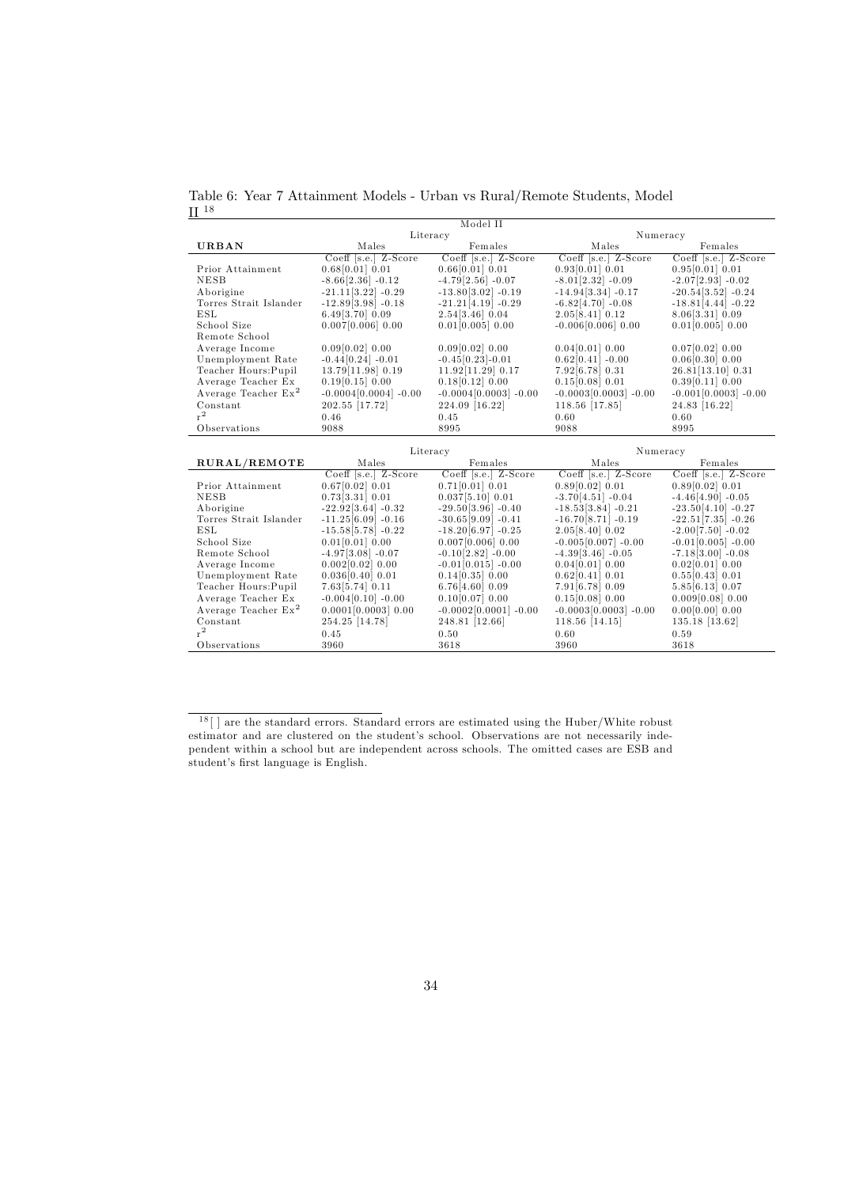Table 6: Year 7 Attainment Models - Urban vs Rural/Remote Students, Model II [18]

| | Model II | | | |
|---|---|---|---|---|
| | Literacy | | Numeracy | |
| **URBAN** | Males | Females | Males | Females |
| | Coeff [s.e.] Z-Score | Coeff [s.e.] Z-Score | Coeff [s.e.] Z-Score | Coeff [s.e.] Z-Score |
| Prior Attainment | 0.68[0.01] 0.01 | 0.66[0.01] 0.01 | 0.93[0.01] 0.01 | 0.95[0.01] 0.01 |
| NESB | -8.66[2.36] -0.12 | -4.79[2.56] -0.07 | -8.01[2.32] -0.09 | -2.07[2.93] -0.02 |
| Aborigine | -21.11[3.22] -0.29 | -13.80[3.02] -0.19 | -14.94[3.34] -0.17 | -20.54[3.52] -0.24 |
| Torres Strait Islander | -12.89[3.98] -0.18 | -21.21[4.19] -0.29 | -6.82[4.70] -0.08 | -18.81[4.44] -0.22 |
| ESL | 6.49[3.70] 0.09 | 2.54[3.46] 0.04 | 2.05[8.41] 0.12 | 8.06[3.31] 0.09 |
| School Size | 0.007[0.006] 0.00 | 0.01[0.005] 0.00 | -0.006[0.006] 0.00 | 0.01[0.005] 0.00 |
| Remote School | | | | |
| Average Income | 0.09[0.02] 0.00 | 0.09[0.02] 0.00 | 0.04[0.01] 0.00 | 0.07[0.02] 0.00 |
| Unemployment Rate | -0.44[0.24] -0.01 | -0.45[0.23]-0.01 | 0.62[0.41] -0.00 | 0.06[0.30] 0.00 |
| Teacher Hours:Pupil | 13.79[11.98] 0.19 | 11.92[11.29] 0.17 | 7.92[6.78] 0.31 | 26.81[13.10] 0.31 |
| Average Teacher Ex | 0.19[0.15] 0.00 | 0.18[0.12] 0.00 | 0.15[0.08] 0.01 | 0.39[0.11] 0.00 |
| Average Teacher $Ex^2$ | -0.0004[0.0004] -0.00 | -0.0004[0.0003] -0.00 | -0.0003[0.0003] -0.00 | -0.001[0.0003] -0.00 |
| Constant | 202.55 [17.72] | 224.09 [16.22] | 118.56 [17.85] | 24.83 [16.22] |
| $r^2$ | 0.46 | 0.45 | 0.60 | 0.60 |
| Observations | 9088 | 8995 | 9088 | 8995 |

| | Literacy | | Numeracy | |
|---|---|---|---|---|
| **RURAL/REMOTE** | Males | Females | Males | Females |
| | Coeff [s.e.] Z-Score | Coeff [s.e.] Z-Score | Coeff [s.e.] Z-Score | Coeff [s.e.] Z-Score |
| Prior Attainment | 0.67[0.02] 0.01 | 0.71[0.01] 0.01 | 0.89[0.02] 0.01 | 0.89[0.02] 0.01 |
| NESB | 0.73[3.31] 0.01 | 0.037[5.10] 0.01 | -3.70[4.51] -0.04 | -4.46[4.90] -0.05 |
| Aborigine | -22.92[3.64] -0.32 | -29.50[3.96] -0.40 | -18.53[3.84] -0.21 | -23.50[4.10] -0.27 |
| Torres Strait Islander | -11.25[6.09] -0.16 | -30.65[9.09] -0.41 | -16.70[8.71] -0.19 | -22.51[7.35] -0.26 |
| ESL | -15.58[5.78] -0.22 | -18.20[6.97] -0.25 | 2.05[8.40] 0.02 | -2.00[7.50] -0.02 |
| School Size | 0.01[0.01] 0.00 | 0.007[0.006] 0.00 | -0.005[0.007] -0.00 | -0.01[0.005] -0.00 |
| Remote School | -4.97[3.08] -0.07 | -0.10[2.82] -0.00 | -4.39[3.46] -0.05 | -7.18[3.00] -0.08 |
| Average Income | 0.002[0.02] 0.00 | -0.01[0.015] -0.00 | 0.04[0.01] 0.00 | 0.02[0.01] 0.00 |
| Unemployment Rate | 0.036[0.40] 0.01 | 0.14[0.35] 0.00 | 0.62[0.41] 0.01 | 0.55[0.43] 0.01 |
| Teacher Hours:Pupil | 7.63[5.74] 0.11 | 6.76[4.60] 0.09 | 7.91[6.78] 0.09 | 5.85[6.13] 0.07 |
| Average Teacher Ex | -0.004[0.10] -0.00 | 0.10[0.07] 0.00 | 0.15[0.08] 0.00 | 0.009[0.08] 0.00 |
| Average Teacher $Ex^2$ | 0.0001[0.0003] 0.00 | -0.0002[0.0001] -0.00 | -0.0003[0.0003] -0.00 | 0.00[0.00] 0.00 |
| Constant | 254.25 [14.78] | 248.81 [12.66] | 118.56 [14.15] | 135.18 [13.62] |
| $r^2$ | 0.45 | 0.50 | 0.60 | 0.59 |
| Observations | 3960 | 3618 | 3960 | 3618 |

[18] [ ] are the standard errors. Standard errors are estimated using the Huber/White robust estimator and are clustered on the student's school. Observations are not necessarily independent within a school but are independent across schools. The omitted cases are ESB and student's first language is English.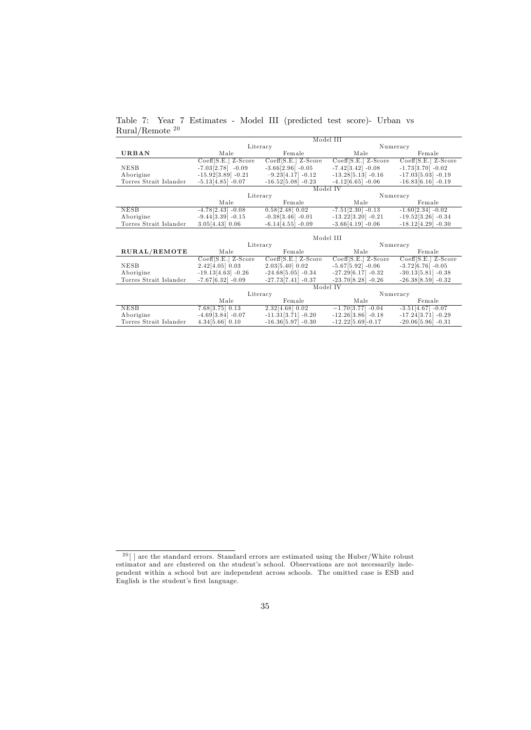Table 7: Year 7 Estimates - Model III (predicted test score)- Urban vs Rural/Remote [20]

| | Model III | | | |
|---|---|---|---|---|
| | Literacy | | Numeracy | |
| **URBAN** | Male | Female | Male | Female |
| | Coeff[S.E.] Z-Score | Coeff[S.E.] Z-Score | Coeff[S.E.] Z-Score | Coeff[S.E.] Z-Score |
| NESB | -7.03[2.78] -0.09 | -3.66[2.96] -0.05 | -7.42[3.42] -0.08 | -1.73[3.70] -0.02 |
| Aborigine | -15.92[3.89] -0.21 | −9.23[4.17] -0.12 | -13.28[5.13] -0.16 | -17.03[5.03] -0.19 |
| Torres Strait Islander | -5.13[4.85] -0.07 | -16.52[5.08] -0.23 | -4.12[6.65] -0.06 | -16.83[6.16] -0.19 |
| | Model IV | | | |
| | Literacy | | Numeracy | |
| | Male | Female | Male | Female |
| NESB | -4.78[2.43] -0.08 | 0.58[2.48] 0.02 | -7.51[2.30] -0.13 | -1.60[2.34] -0.02 |
| Aborigine | -9.44[3.39] -0.15 | -0.38[3.46] -0.01 | -13.22[3.20] -0.21 | -19.52[3.26] -0.34 |
| Torres Strait Islander | 3.05[4.43] 0.06 | -6.14[4.55] -0.09 | -3.66[4.19] -0.06 | -18.12[4.29] -0.30 |

| | Model III | | | |
|---|---|---|---|---|
| | Literacy | | Numeracy | |
| **RURAL/REMOTE** | Male | Female | Male | Female |
| | Coeff[S.E.] Z-Score | Coeff[S.E.] Z-Score | Coeff[S.E.] Z-Score | Coeff[S.E.] Z-Score |
| NESB | 2.42[4.05] 0.03 | 2.03[5.40] 0.02 | -5.67[5.92] -0.06 | -3.72[6.76] -0.05 |
| Aborigine | -19.13[4.63] -0.26 | -24.68[5.05] -0.34 | -27.29[6.17] -0.32 | -30.13[5.81] -0.38 |
| Torres Strait Islander | -7.67[6.32] -0.09 | -27.73[7.41] -0.37 | -23.70[8.28] -0.26 | -26.38[8.59] -0.32 |
| | Model IV | | | |
| | Literacy | | Numeracy | |
| | Male | Female | Male | Female |
| NESB | 7.68[3.75] 0.13 | 2.32[4.68] 0.02 | −1.70[3.77] -0.04 | -3.51[4.67] -0.07 |
| Aborigine | -4.69[3.84] -0.07 | -11.31[3.71] -0.20 | -12.26[3.86] -0.18 | -17.24[3.71] -0.29 |
| Torres Strait Islander | 4.34[5.66] 0.10 | -16.36[5.97] -0.30 | -12.22[5.69]-0.17 | -20.06[5.96] -0.31 |

[20] [ ] are the standard errors. Standard errors are estimated using the Huber/White robust estimator and are clustered on the student's school. Observations are not necessarily independent within a school but are independent across schools. The omitted case is ESB and English is the student's first language.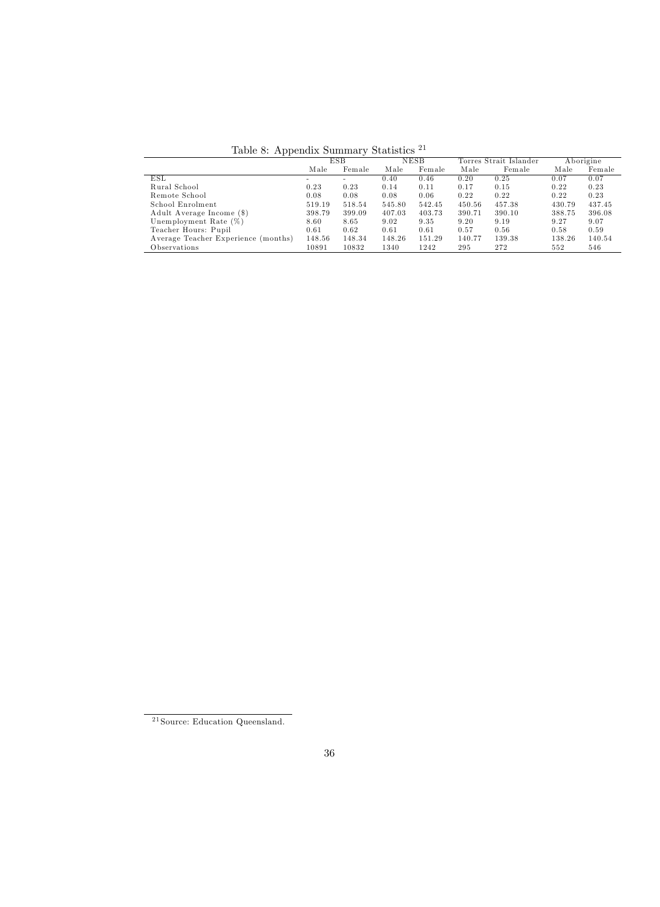Table 8: Appendix Summary Statistics [21]

| | ESB | | NESB | | Torres Strait Islander | | Aborigine | |
|---|---|---|---|---|---|---|---|---|
| | Male | Female | Male | Female | Male | Female | Male | Female |
| ESL | - | - | 0.40 | 0.46 | 0.20 | 0.25 | 0.07 | 0.07 |
| Rural School | 0.23 | 0.23 | 0.14 | 0.11 | 0.17 | 0.15 | 0.22 | 0.23 |
| Remote School | 0.08 | 0.08 | 0.08 | 0.06 | 0.22 | 0.22 | 0.22 | 0.23 |
| School Enrolment | 519.19 | 518.54 | 545.80 | 542.45 | 450.56 | 457.38 | 430.79 | 437.45 |
| Adult Average Income ($) | 398.79 | 399.09 | 407.03 | 403.73 | 390.71 | 390.10 | 388.75 | 396.08 |
| Unemployment Rate (%) | 8.60 | 8.65 | 9.02 | 9.35 | 9.20 | 9.19 | 9.27 | 9.07 |
| Teacher Hours: Pupil | 0.61 | 0.62 | 0.61 | 0.61 | 0.57 | 0.56 | 0.58 | 0.59 |
| Average Teacher Experience (months) | 148.56 | 148.34 | 148.26 | 151.29 | 140.77 | 139.38 | 138.26 | 140.54 |
| Observations | 10891 | 10832 | 1340 | 1242 | 295 | 272 | 552 | 546 |

[21] Source: Education Queensland.